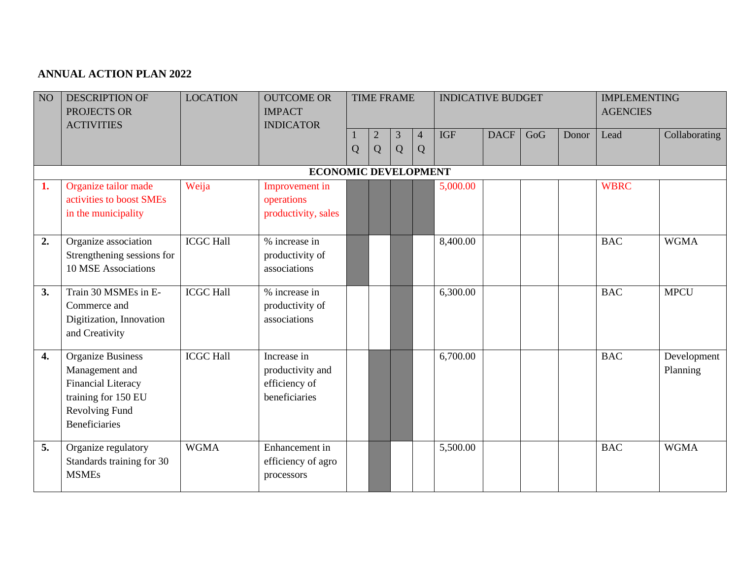**ANNUAL ACTION PLAN 2022**

| NO | DESCRIPTION OF PROJECTS OR ACTIVITIES | LOCATION | OUTCOME OR IMPACT INDICATOR | TIME FRAME | | | | INDICATIVE BUDGET | | | | IMPLEMENTING AGENCIES | |
|---|---|---|---|---|---|---|---|---|---|---|---|---|---|
| | | | | 1 Q | 2 Q | 3 Q | 4 Q | IGF | DACF | GoG | Donor | Lead | Collaborating |
| **ECONOMIC DEVELOPMENT** | | | | | | | | | | | | | |
| **1.** | Organize tailor made activities to boost SMEs in the municipality | Weija | Improvement in operations productivity, sales | | | | | 5,000.00 | | | | WBRC | |
| **2.** | Organize association Strengthening sessions for 10 MSE Associations | ICGC Hall | % increase in productivity of associations | | | | | 8,400.00 | | | | BAC | WGMA |
| **3.** | Train 30 MSMEs in E-Commerce and Digitization, Innovation and Creativity | ICGC Hall | % increase in productivity of associations | | | | | 6,300.00 | | | | BAC | MPCU |
| **4.** | Organize Business Management and Financial Literacy training for 150 EU Revolving Fund Beneficiaries | ICGC Hall | Increase in productivity and efficiency of beneficiaries | | | | | 6,700.00 | | | | BAC | Development Planning |
| **5.** | Organize regulatory Standards training for 30 MSMEs | WGMA | Enhancement in efficiency of agro processors | | | | | 5,500.00 | | | | BAC | WGMA |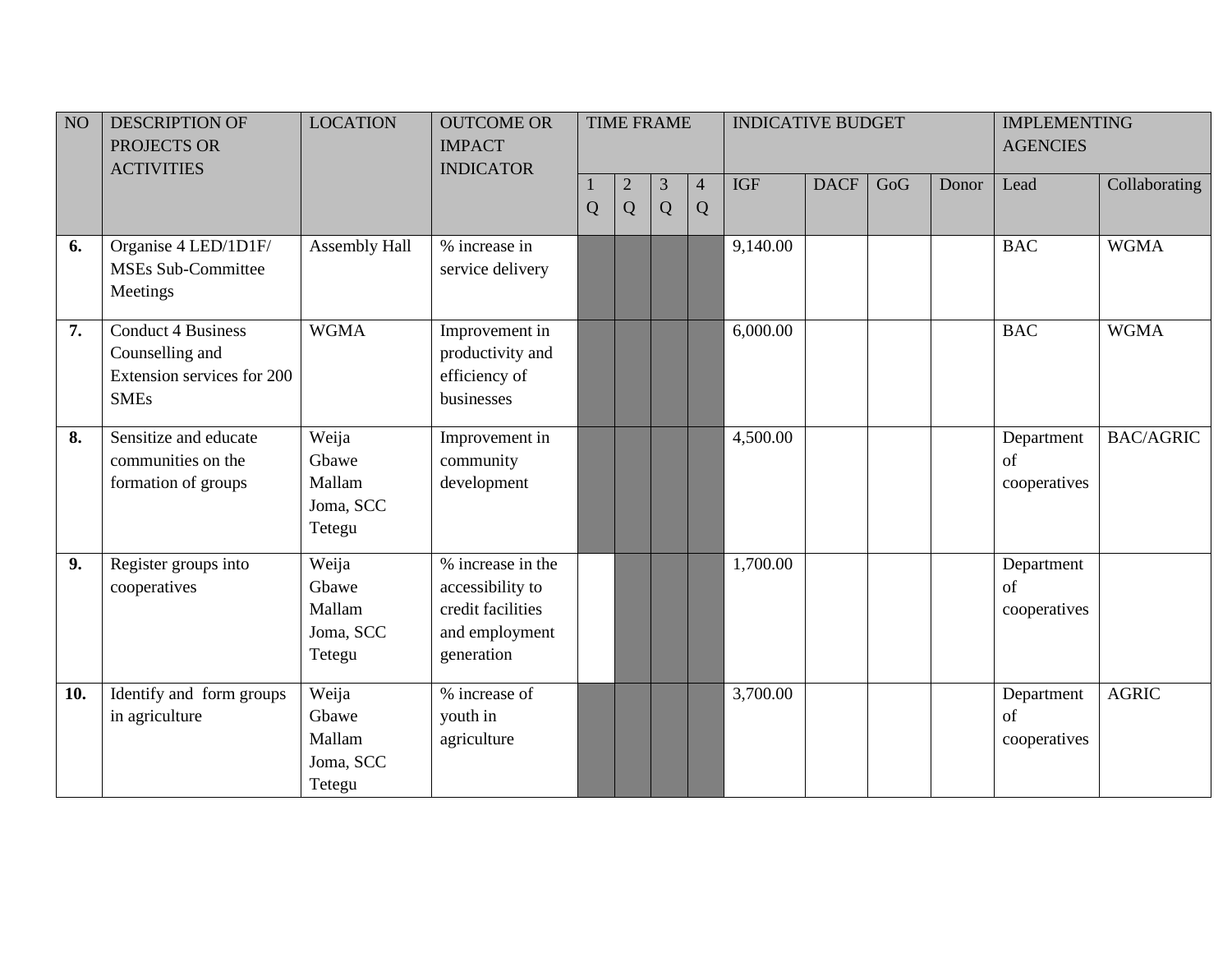| NO | DESCRIPTION OF PROJECTS OR ACTIVITIES | LOCATION | OUTCOME OR IMPACT INDICATOR | TIME FRAME | | | | INDICATIVE BUDGET | | | | IMPLEMENTING AGENCIES | |
|---|---|---|---|---|---|---|---|---|---|---|---|---|---|
| | | | | 1 Q | 2 Q | 3 Q | 4 Q | IGF | DACF | GoG | Donor | Lead | Collaborating |
| **6.** | Organise 4 LED/1D1F/ MSEs Sub-Committee Meetings | Assembly Hall | % increase in service delivery | | | | | 9,140.00 | | | | BAC | WGMA |
| **7.** | Conduct 4 Business Counselling and Extension services for 200 SMEs | WGMA | Improvement in productivity and efficiency of businesses | | | | | 6,000.00 | | | | BAC | WGMA |
| **8.** | Sensitize and educate communities on the formation of groups | Weija Gbawe Mallam Joma, SCC Tetegu | Improvement in community development | | | | | 4,500.00 | | | | Department of cooperatives | BAC/AGRIC |
| **9.** | Register groups into cooperatives | Weija Gbawe Mallam Joma, SCC Tetegu | % increase in the accessibility to credit facilities and employment generation | | | | | 1,700.00 | | | | Department of cooperatives | |
| **10.** | Identify and form groups in agriculture | Weija Gbawe Mallam Joma, SCC Tetegu | % increase of youth in agriculture | | | | | 3,700.00 | | | | Department of cooperatives | AGRIC |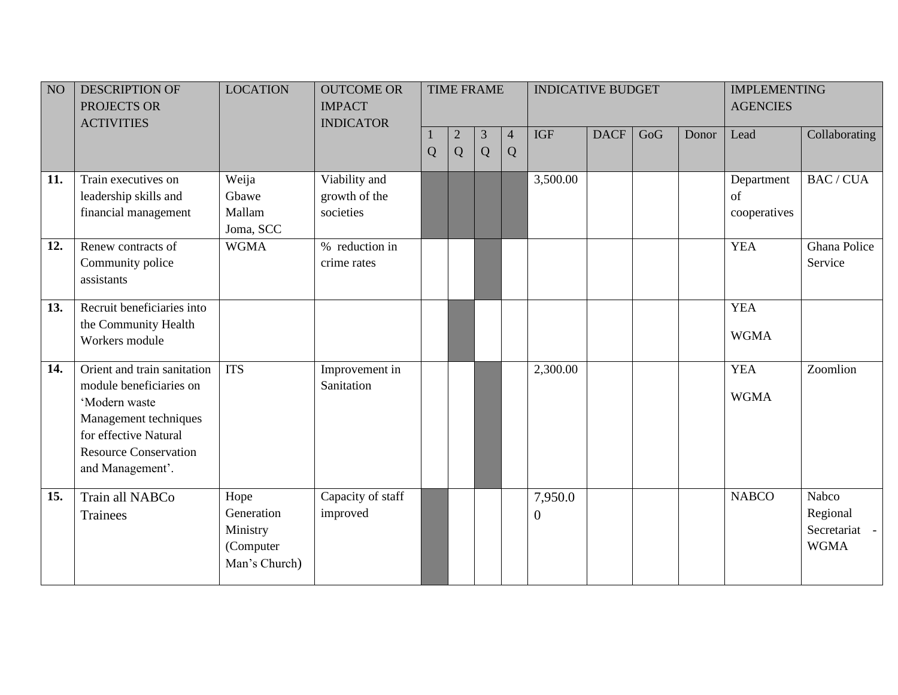| NO | DESCRIPTION OF PROJECTS OR ACTIVITIES | LOCATION | OUTCOME OR IMPACT INDICATOR | TIME FRAME | | | | INDICATIVE BUDGET | | | | IMPLEMENTING AGENCIES | |
|---|---|---|---|---|---|---|---|---|---|---|---|---|---|
| | | | | 1 Q | 2 Q | 3 Q | 4 Q | IGF | DACF | GoG | Donor | Lead | Collaborating |
| **11.** | Train executives on leadership skills and financial management | Weija Gbawe Mallam Joma, SCC | Viability and growth of the societies | | | | | 3,500.00 | | | | Department of cooperatives | BAC / CUA |
| **12.** | Renew contracts of Community police assistants | WGMA | % reduction in crime rates | | | | | | | | | YEA | Ghana Police Service |
| **13.** | Recruit beneficiaries into the Community Health Workers module | | | | | | | | | | | YEA WGMA | |
| **14.** | Orient and train sanitation module beneficiaries on 'Modern waste Management techniques for effective Natural Resource Conservation and Management'. | ITS | Improvement in Sanitation | | | | | 2,300.00 | | | | YEA WGMA | Zoomlion |
| **15.** | Train all NABCo Trainees | Hope Generation Ministry (Computer Man's Church) | Capacity of staff improved | | | | | 7,950.00 | | | | NABCO | Nabco Regional Secretariat - WGMA |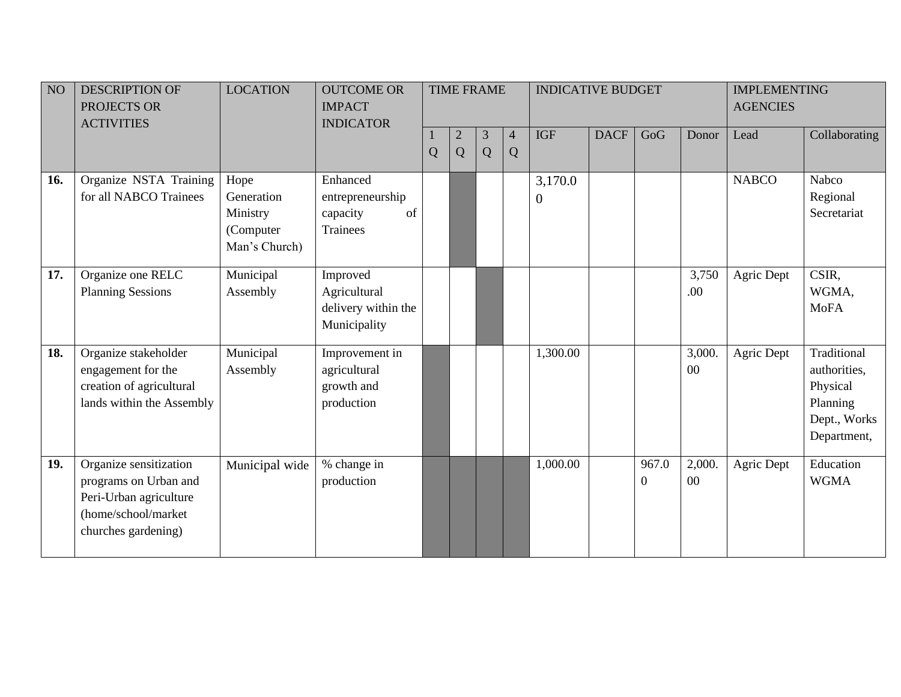| NO | DESCRIPTION OF PROJECTS OR ACTIVITIES | LOCATION | OUTCOME OR IMPACT INDICATOR | TIME FRAME | | | | INDICATIVE BUDGET | | | | IMPLEMENTING AGENCIES | |
|---|---|---|---|---|---|---|---|---|---|---|---|---|---|
| | | | | 1 Q | 2 Q | 3 Q | 4 Q | IGF | DACF | GoG | Donor | Lead | Collaborating |
| **16.** | Organize NSTA Training for all NABCO Trainees | Hope Generation Ministry (Computer Man's Church) | Enhanced entrepreneurship capacity of Trainees | | | | | 3,170.00 | | | | NABCO | Nabco Regional Secretariat |
| **17.** | Organize one RELC Planning Sessions | Municipal Assembly | Improved Agricultural delivery within the Municipality | | | | | | | | 3,750.00 | Agric Dept | CSIR, WGMA, MoFA |
| **18.** | Organize stakeholder engagement for the creation of agricultural lands within the Assembly | Municipal Assembly | Improvement in agricultural growth and production | | | | | 1,300.00 | | | 3,000.00 | Agric Dept | Traditional authorities, Physical Planning Dept., Works Department, |
| **19.** | Organize sensitization programs on Urban and Peri-Urban agriculture (home/school/market churches gardening) | Municipal wide | % change in production | | | | | 1,000.00 | | 967.00 | 2,000.00 | Agric Dept | Education WGMA |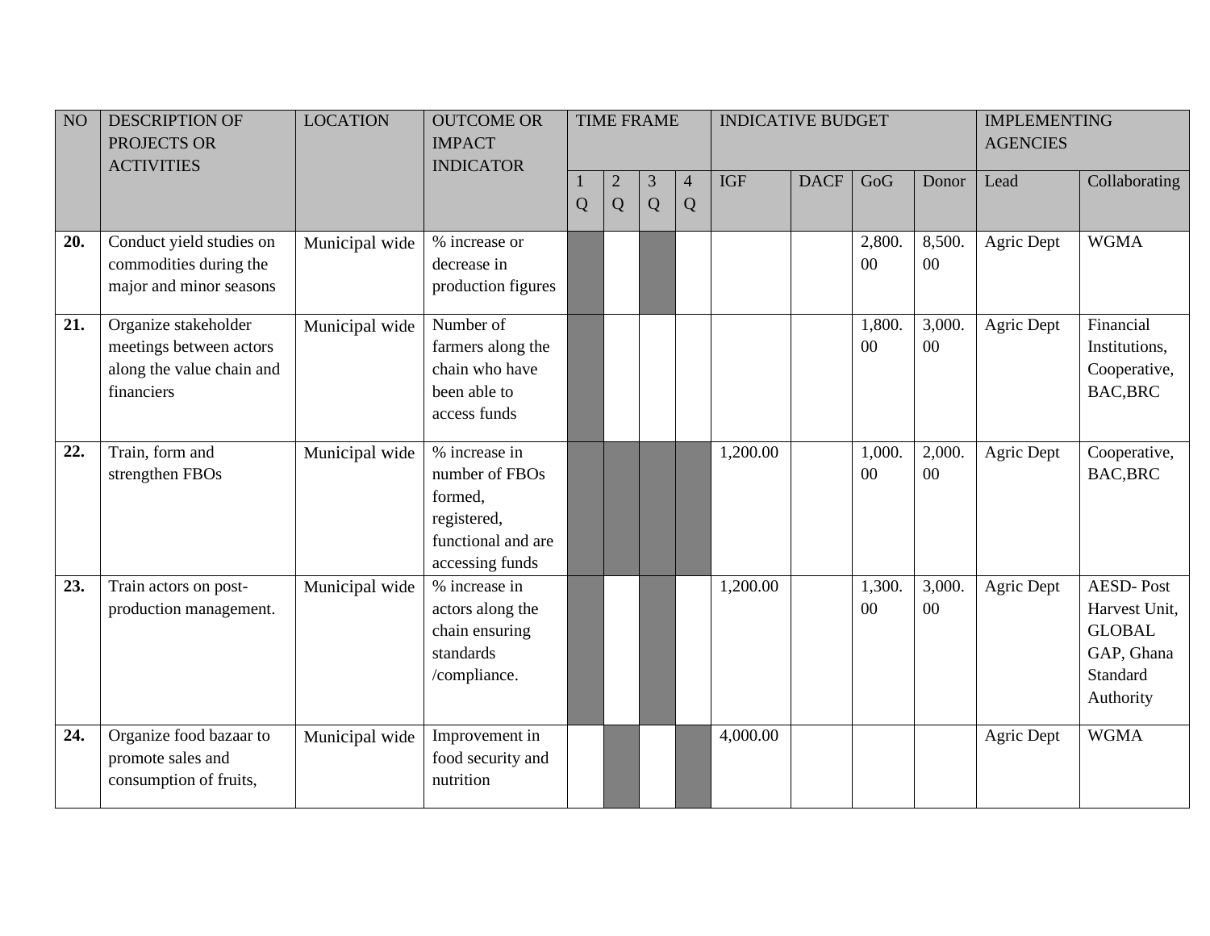| NO | DESCRIPTION OF PROJECTS OR ACTIVITIES | LOCATION | OUTCOME OR IMPACT INDICATOR | TIME FRAME | | | | INDICATIVE BUDGET | | | | IMPLEMENTING AGENCIES | |
|---|---|---|---|---|---|---|---|---|---|---|---|---|---|
| | | | | 1 Q | 2 Q | 3 Q | 4 Q | IGF | DACF | GoG | Donor | Lead | Collaborating |
| **20.** | Conduct yield studies on commodities during the major and minor seasons | Municipal wide | % increase or decrease in production figures | | | | | | | 2,800.00 | 8,500.00 | Agric Dept | WGMA |
| **21.** | Organize stakeholder meetings between actors along the value chain and financiers | Municipal wide | Number of farmers along the chain who have been able to access funds | | | | | | | 1,800.00 | 3,000.00 | Agric Dept | Financial Institutions, Cooperative, BAC,BRC |
| **22.** | Train, form and strengthen FBOs | Municipal wide | % increase in number of FBOs formed, registered, functional and are accessing funds | | | | | 1,200.00 | | 1,000.00 | 2,000.00 | Agric Dept | Cooperative, BAC,BRC |
| **23.** | Train actors on post-production management. | Municipal wide | % increase in actors along the chain ensuring standards /compliance. | | | | | 1,200.00 | | 1,300.00 | 3,000.00 | Agric Dept | AESD- Post Harvest Unit, GLOBAL GAP, Ghana Standard Authority |
| **24.** | Organize food bazaar to promote sales and consumption of fruits, | Municipal wide | Improvement in food security and nutrition | | | | | 4,000.00 | | | | Agric Dept | WGMA |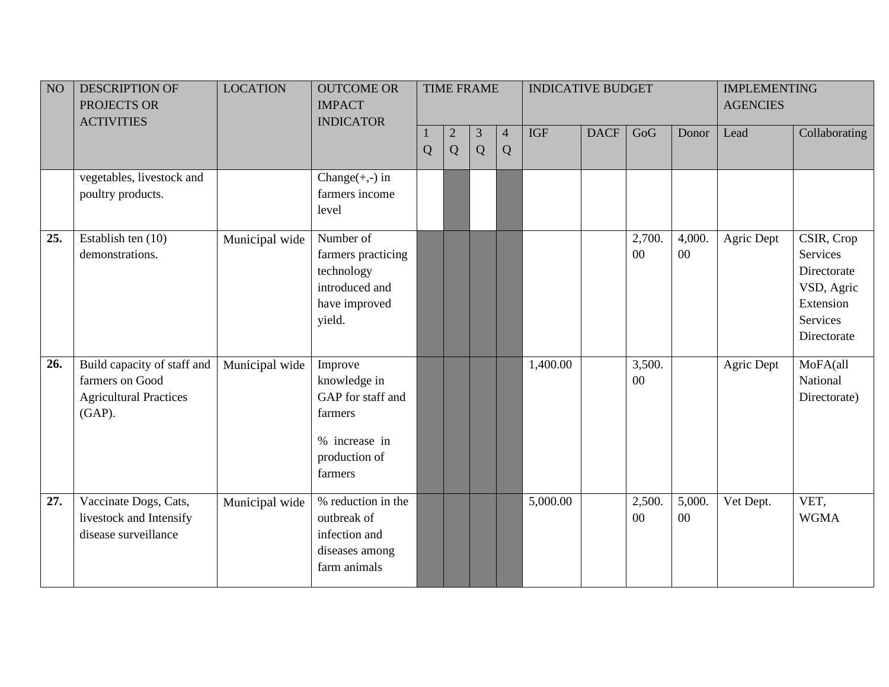| NO | DESCRIPTION OF PROJECTS OR ACTIVITIES | LOCATION | OUTCOME OR IMPACT INDICATOR | TIME FRAME | | | | INDICATIVE BUDGET | | | | IMPLEMENTING AGENCIES | |
|---|---|---|---|---|---|---|---|---|---|---|---|---|---|
| | | | | 1 Q | 2 Q | 3 Q | 4 Q | IGF | DACF | GoG | Donor | Lead | Collaborating |
| | vegetables, livestock and poultry products. | | Change(+,-) in farmers income level | | | | | | | | | | |
| **25.** | Establish ten (10) demonstrations. | Municipal wide | Number of farmers practicing technology introduced and have improved yield. | | | | | | | 2,700.00 | 4,000.00 | Agric Dept | CSIR, Crop Services Directorate VSD, Agric Extension Services Directorate |
| **26.** | Build capacity of staff and farmers on Good Agricultural Practices (GAP). | Municipal wide | Improve knowledge in GAP for staff and farmers<br><br>% increase in production of farmers | | | | | 1,400.00 | | 3,500.00 | | Agric Dept | MoFA(all National Directorate) |
| **27.** | Vaccinate Dogs, Cats, livestock and Intensify disease surveillance | Municipal wide | % reduction in the outbreak of infection and diseases among farm animals | | | | | 5,000.00 | | 2,500.00 | 5,000.00 | Vet Dept. | VET, WGMA |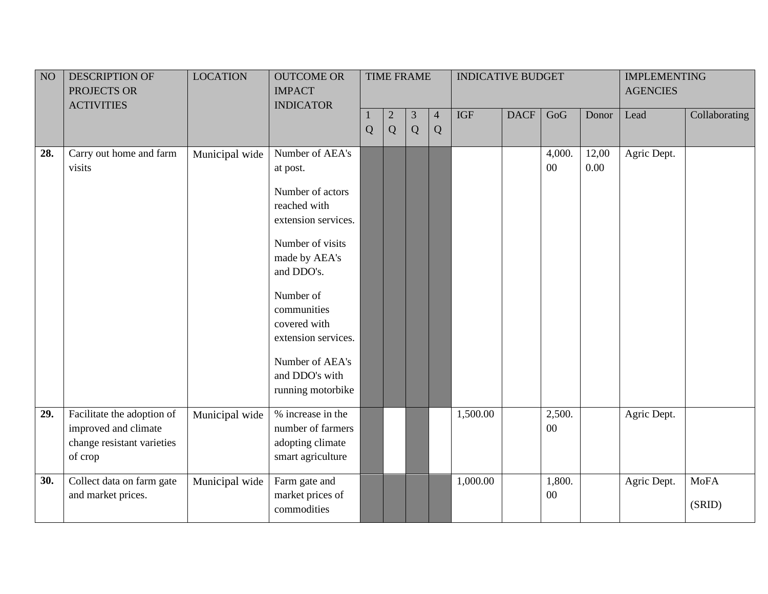| NO | DESCRIPTION OF PROJECTS OR ACTIVITIES | LOCATION | OUTCOME OR IMPACT INDICATOR | TIME FRAME | | | | INDICATIVE BUDGET | | | | IMPLEMENTING AGENCIES | |
|---|---|---|---|---|---|---|---|---|---|---|---|---|---|
| | | | | 1 Q | 2 Q | 3 Q | 4 Q | IGF | DACF | GoG | Donor | Lead | Collaborating |
| **28.** | Carry out home and farm visits | Municipal wide | Number of AEA's at post.<br><br>Number of actors reached with extension services.<br><br>Number of visits made by AEA's and DDO's.<br><br>Number of communities covered with extension services.<br><br>Number of AEA's and DDO's with running motorbike | | | | | | | 4,000.00 | 12,000.00 | Agric Dept. | |
| **29.** | Facilitate the adoption of improved and climate change resistant varieties of crop | Municipal wide | % increase in the number of farmers adopting climate smart agriculture | | | | | 1,500.00 | | 2,500.00 | | Agric Dept. | |
| **30.** | Collect data on farm gate and market prices. | Municipal wide | Farm gate and market prices of commodities | | | | | 1,000.00 | | 1,800.00 | | Agric Dept. | MoFA<br><br>(SRID) |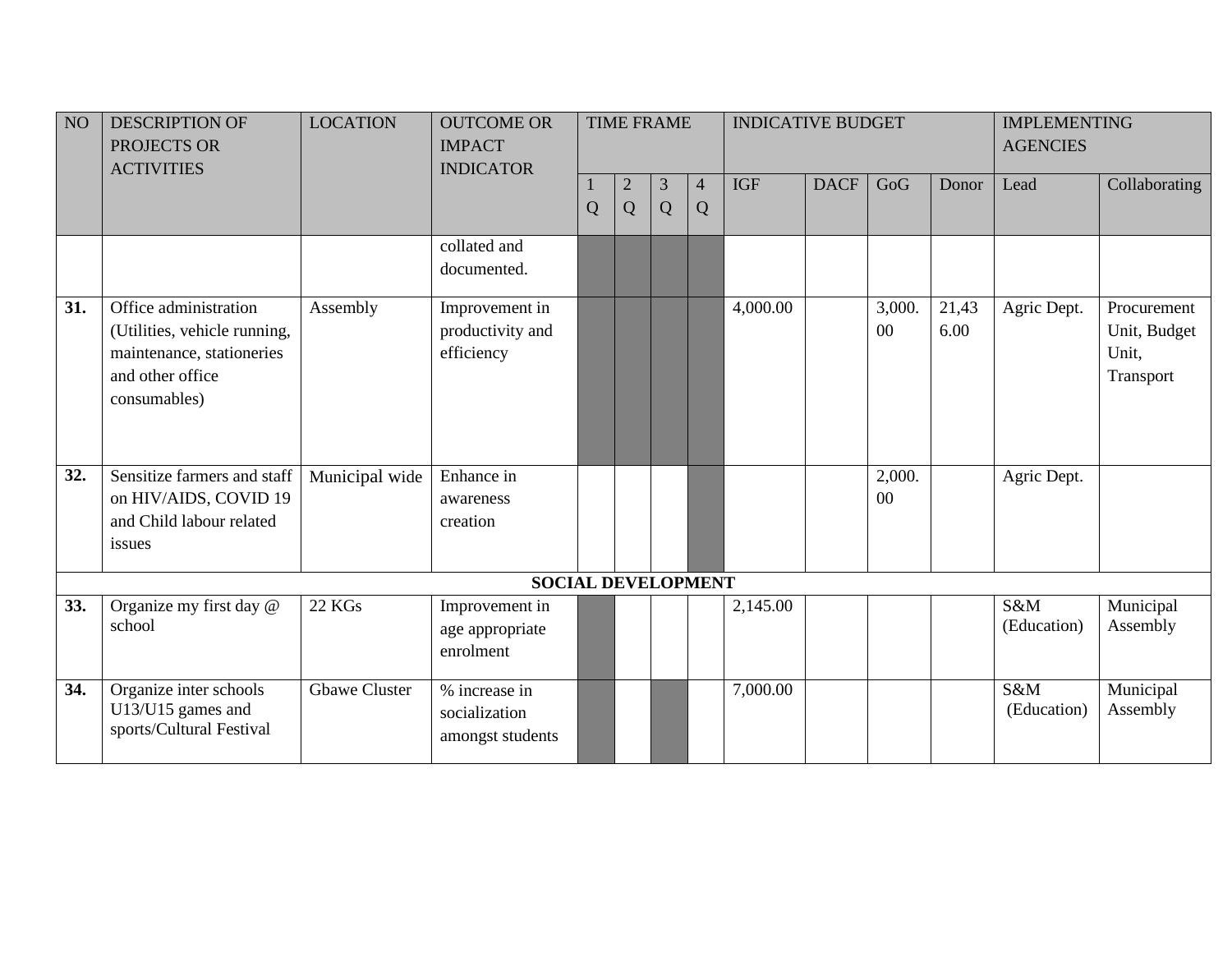| NO | DESCRIPTION OF PROJECTS OR ACTIVITIES | LOCATION | OUTCOME OR IMPACT INDICATOR | TIME FRAME | | | | INDICATIVE BUDGET | | | | IMPLEMENTING AGENCIES | |
|---|---|---|---|---|---|---|---|---|---|---|---|---|---|
| | | | | 1 Q | 2 Q | 3 Q | 4 Q | IGF | DACF | GoG | Donor | Lead | Collaborating |
| | | | collated and documented. | | | | | | | | | | |
| **31.** | Office administration (Utilities, vehicle running, maintenance, stationeries and other office consumables) | Assembly | Improvement in productivity and efficiency | | | | | 4,000.00 | | 3,000.00 | 21,436.00 | Agric Dept. | Procurement Unit, Budget Unit, Transport |
| **32.** | Sensitize farmers and staff on HIV/AIDS, COVID 19 and Child labour related issues | Municipal wide | Enhance in awareness creation | | | | | | | 2,000.00 | | Agric Dept. | |
| | | | **SOCIAL DEVELOPMENT** | | | | | | | | | | |
| **33.** | Organize my first day @ school | 22 KGs | Improvement in age appropriate enrolment | | | | | 2,145.00 | | | | S&M (Education) | Municipal Assembly |
| **34.** | Organize inter schools U13/U15 games and sports/Cultural Festival | Gbawe Cluster | % increase in socialization amongst students | | | | | 7,000.00 | | | | S&M (Education) | Municipal Assembly |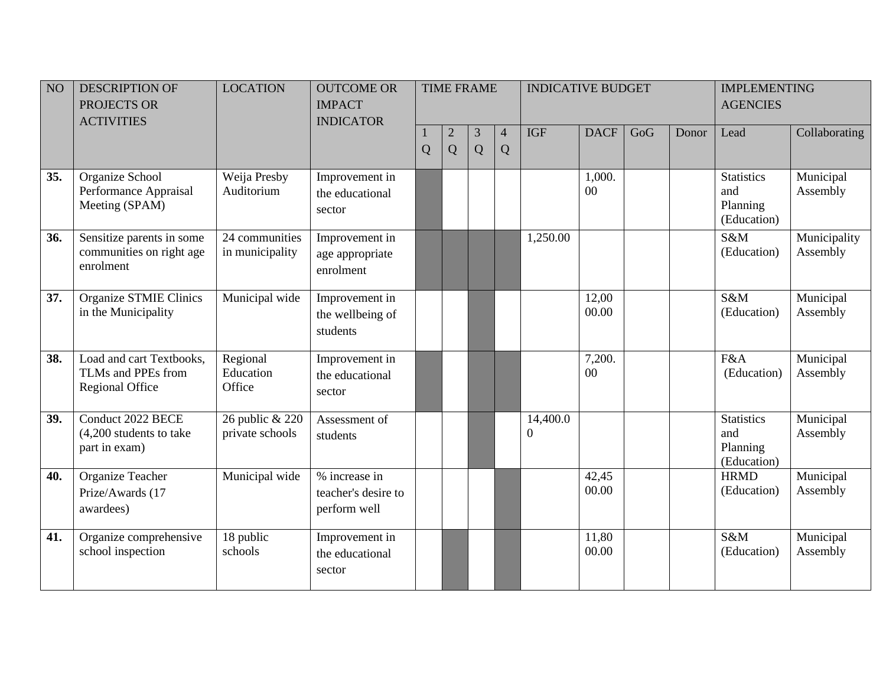| NO | DESCRIPTION OF PROJECTS OR ACTIVITIES | LOCATION | OUTCOME OR IMPACT INDICATOR | TIME FRAME | | | | INDICATIVE BUDGET | | | | IMPLEMENTING AGENCIES | |
|---|---|---|---|---|---|---|---|---|---|---|---|---|---|
| | | | | 1 Q | 2 Q | 3 Q | 4 Q | IGF | DACF | GoG | Donor | Lead | Collaborating |
| **35.** | Organize School Performance Appraisal Meeting (SPAM) | Weija Presby Auditorium | Improvement in the educational sector | X | | | | | 1,000.00 | | | Statistics and Planning (Education) | Municipal Assembly |
| **36.** | Sensitize parents in some communities on right age enrolment | 24 communities in municipality | Improvement in age appropriate enrolment | X | X | X | X | 1,250.00 | | | | S&M (Education) | Municipality Assembly |
| **37.** | Organize STMIE Clinics in the Municipality | Municipal wide | Improvement in the wellbeing of students | | | X | | | 12,0000.00 | | | S&M (Education) | Municipal Assembly |
| **38.** | Load and cart Textbooks, TLMs and PPEs from Regional Office | Regional Education Office | Improvement in the educational sector | X | | X | X | | 7,200.00 | | | F&A (Education) | Municipal Assembly |
| **39.** | Conduct 2022 BECE (4,200 students to take part in exam) | 26 public & 220 private schools | Assessment of students | | | X | | 14,400.00 | | | | Statistics and Planning (Education) | Municipal Assembly |
| **40.** | Organize Teacher Prize/Awards (17 awardees) | Municipal wide | % increase in teacher's desire to perform well | | | | X | | 42,4500.00 | | | HRMD (Education) | Municipal Assembly |
| **41.** | Organize comprehensive school inspection | 18 public schools | Improvement in the educational sector | | X | | X | | 11,8000.00 | | | S&M (Education) | Municipal Assembly |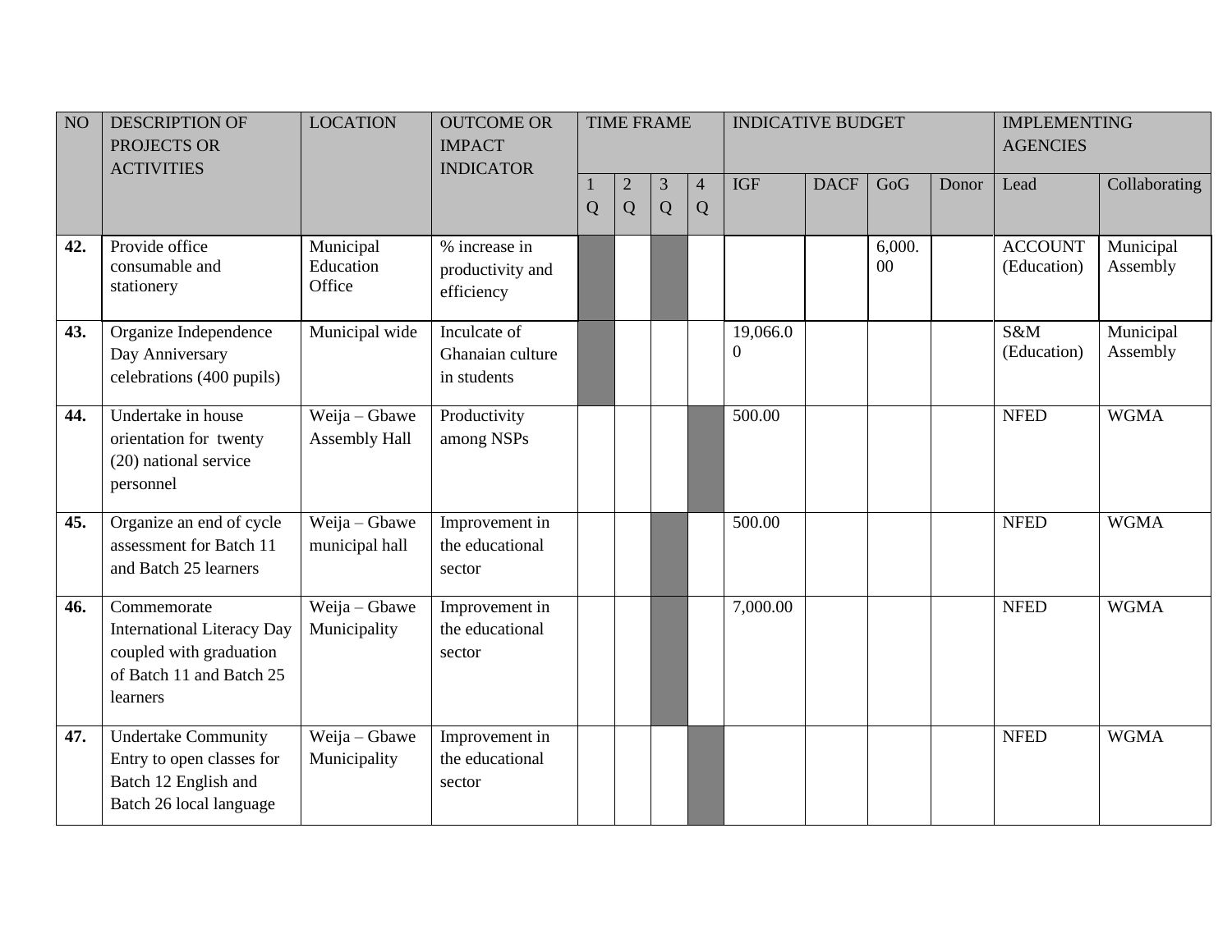| NO | DESCRIPTION OF PROJECTS OR ACTIVITIES | LOCATION | OUTCOME OR IMPACT INDICATOR | TIME FRAME | | | | INDICATIVE BUDGET | | | | IMPLEMENTING AGENCIES | |
|---|---|---|---|---|---|---|---|---|---|---|---|---|---|
| | | | | 1 Q | 2 Q | 3 Q | 4 Q | IGF | DACF | GoG | Donor | Lead | Collaborating |
| **42.** | Provide office consumable and stationery | Municipal Education Office | % increase in productivity and efficiency | ■ | | ■ | | | | 6,000.00 | | ACCOUNT (Education) | Municipal Assembly |
| **43.** | Organize Independence Day Anniversary celebrations (400 pupils) | Municipal wide | Inculcate of Ghanaian culture in students | ■ | | | | 19,066.00 | | | | S&M (Education) | Municipal Assembly |
| **44.** | Undertake in house orientation for twenty (20) national service personnel | Weija – Gbawe Assembly Hall | Productivity among NSPs | | | | ■ | 500.00 | | | | NFED | WGMA |
| **45.** | Organize an end of cycle assessment for Batch 11 and Batch 25 learners | Weija – Gbawe municipal hall | Improvement in the educational sector | | | ■ | | 500.00 | | | | NFED | WGMA |
| **46.** | Commemorate International Literacy Day coupled with graduation of Batch 11 and Batch 25 learners | Weija – Gbawe Municipality | Improvement in the educational sector | | | ■ | | 7,000.00 | | | | NFED | WGMA |
| **47.** | Undertake Community Entry to open classes for Batch 12 English and Batch 26 local language | Weija – Gbawe Municipality | Improvement in the educational sector | | | | ■ | | | | | NFED | WGMA |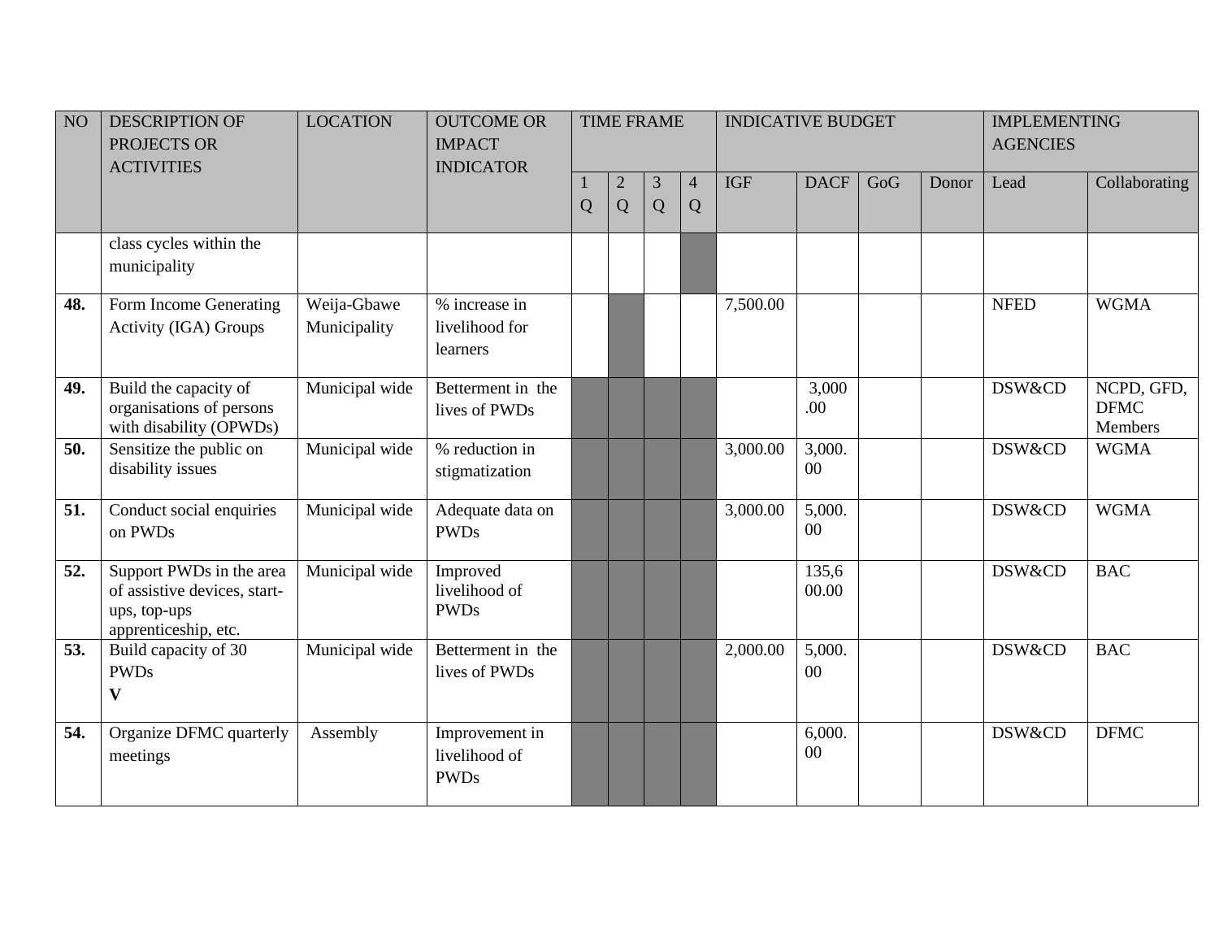| NO | DESCRIPTION OF PROJECTS OR ACTIVITIES | LOCATION | OUTCOME OR IMPACT INDICATOR | TIME FRAME | | | | INDICATIVE BUDGET | | | | IMPLEMENTING AGENCIES | |
|---|---|---|---|---|---|---|---|---|---|---|---|---|---|
| | | | | 1 Q | 2 Q | 3 Q | 4 Q | IGF | DACF | GoG | Donor | Lead | Collaborating |
| | class cycles within the municipality | | | | | | | | | | | | |
| **48.** | Form Income Generating Activity (IGA) Groups | Weija-Gbawe Municipality | % increase in livelihood for learners | | | | | 7,500.00 | | | | NFED | WGMA |
| **49.** | Build the capacity of organisations of persons with disability (OPWDs) | Municipal wide | Betterment in the lives of PWDs | | | | | | 3,000.00 | | | DSW&CD | NCPD, GFD, DFMC Members |
| **50.** | Sensitize the public on disability issues | Municipal wide | % reduction in stigmatization | | | | | 3,000.00 | 3,000.00 | | | DSW&CD | WGMA |
| **51.** | Conduct social enquiries on PWDs | Municipal wide | Adequate data on PWDs | | | | | 3,000.00 | 5,000.00 | | | DSW&CD | WGMA |
| **52.** | Support PWDs in the area of assistive devices, start-ups, top-ups apprenticeship, etc. | Municipal wide | Improved livelihood of PWDs | | | | | | 135,600.00 | | | DSW&CD | BAC |
| **53.** | Build capacity of 30 PWDs **V** | Municipal wide | Betterment in the lives of PWDs | | | | | 2,000.00 | 5,000.00 | | | DSW&CD | BAC |
| **54.** | Organize DFMC quarterly meetings | Assembly | Improvement in livelihood of PWDs | | | | | | 6,000.00 | | | DSW&CD | DFMC |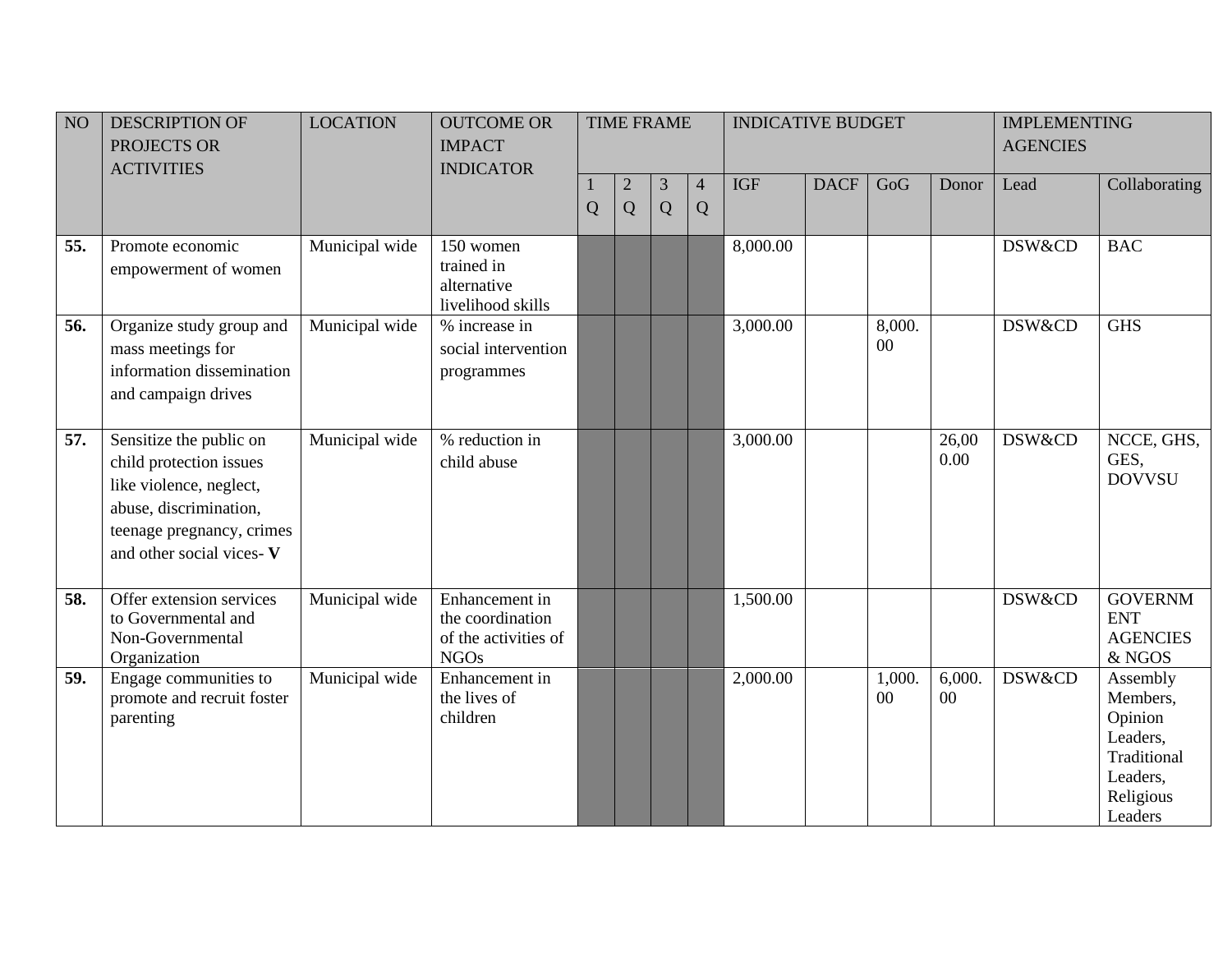| NO | DESCRIPTION OF PROJECTS OR ACTIVITIES | LOCATION | OUTCOME OR IMPACT INDICATOR | TIME FRAME | | | | INDICATIVE BUDGET | | | | IMPLEMENTING AGENCIES | |
|---|---|---|---|---|---|---|---|---|---|---|---|---|---|
| | | | | 1 Q | 2 Q | 3 Q | 4 Q | IGF | DACF | GoG | Donor | Lead | Collaborating |
| **55.** | Promote economic empowerment of women | Municipal wide | 150 women trained in alternative livelihood skills | | | | | 8,000.00 | | | | DSW&CD | BAC |
| **56.** | Organize study group and mass meetings for information dissemination and campaign drives | Municipal wide | % increase in social intervention programmes | | | | | 3,000.00 | | 8,000.00 | | DSW&CD | GHS |
| **57.** | Sensitize the public on child protection issues like violence, neglect, abuse, discrimination, teenage pregnancy, crimes and other social vices- **V** | Municipal wide | % reduction in child abuse | | | | | 3,000.00 | | | 26,000.00 | DSW&CD | NCCE, GHS, GES, DOVVSU |
| **58.** | Offer extension services to Governmental and Non-Governmental Organization | Municipal wide | Enhancement in the coordination of the activities of NGOs | | | | | 1,500.00 | | | | DSW&CD | GOVERNMENT AGENCIES & NGOS |
| **59.** | Engage communities to promote and recruit foster parenting | Municipal wide | Enhancement in the lives of children | | | | | 2,000.00 | | 1,000.00 | 6,000.00 | DSW&CD | Assembly Members, Opinion Leaders, Traditional Leaders, Religious Leaders |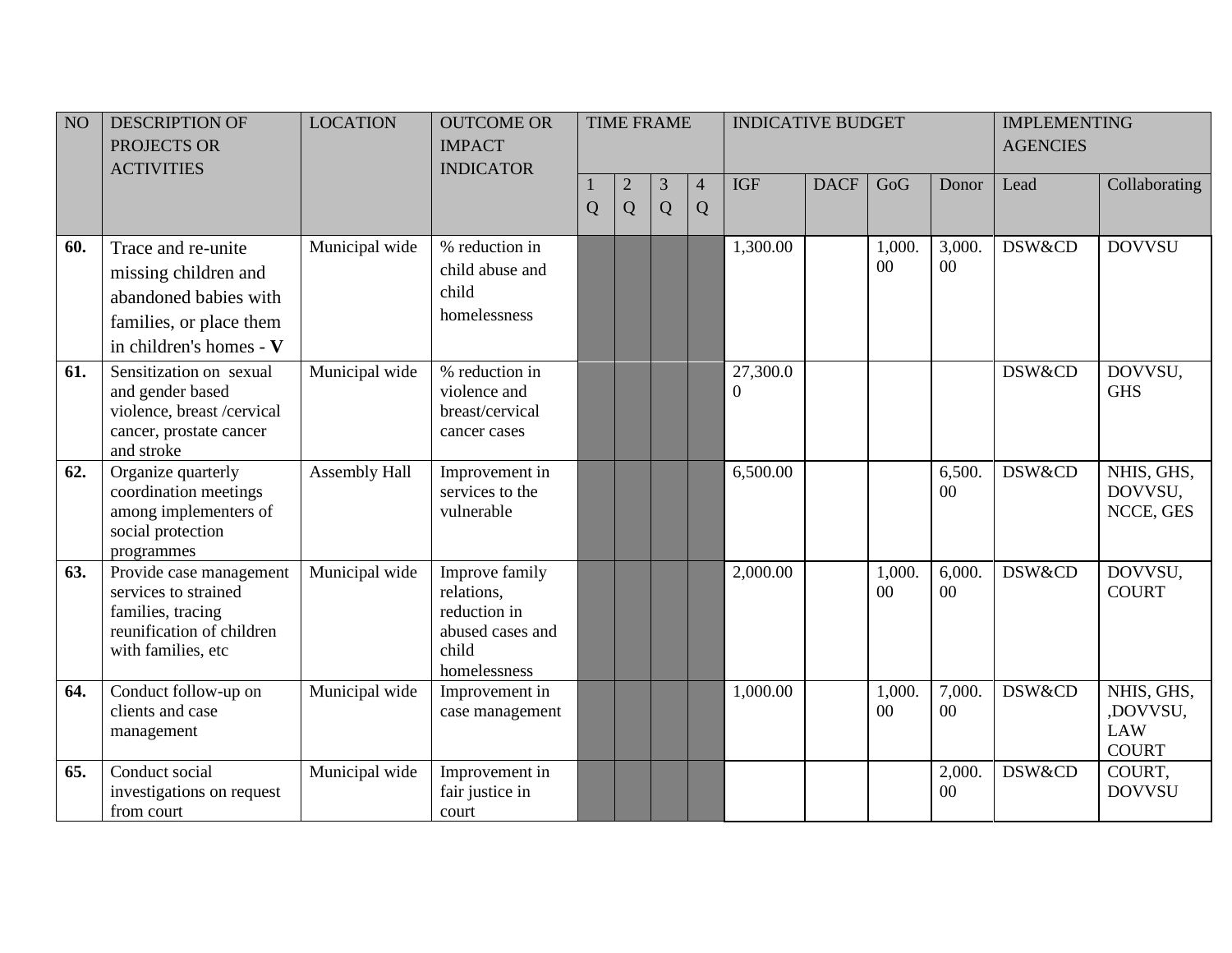| NO | DESCRIPTION OF PROJECTS OR ACTIVITIES | LOCATION | OUTCOME OR IMPACT INDICATOR | TIME FRAME | | | | INDICATIVE BUDGET | | | | IMPLEMENTING AGENCIES | |
|---|---|---|---|---|---|---|---|---|---|---|---|---|---|
| | | | | 1 Q | 2 Q | 3 Q | 4 Q | IGF | DACF | GoG | Donor | Lead | Collaborating |
| **60.** | Trace and re-unite missing children and abandoned babies with families, or place them in children's homes - **V** | Municipal wide | % reduction in child abuse and child homelessness | | | | | 1,300.00 | | 1,000.00 | 3,000.00 | DSW&CD | DOVVSU |
| **61.** | Sensitization on sexual and gender based violence, breast /cervical cancer, prostate cancer and stroke | Municipal wide | % reduction in violence and breast/cervical cancer cases | | | | | 27,300.00 | | | | DSW&CD | DOVVSU, GHS |
| **62.** | Organize quarterly coordination meetings among implementers of social protection programmes | Assembly Hall | Improvement in services to the vulnerable | | | | | 6,500.00 | | | 6,500.00 | DSW&CD | NHIS, GHS, DOVVSU, NCCE, GES |
| **63.** | Provide case management services to strained families, tracing reunification of children with families, etc | Municipal wide | Improve family relations, reduction in abused cases and child homelessness | | | | | 2,000.00 | | 1,000.00 | 6,000.00 | DSW&CD | DOVVSU, COURT |
| **64.** | Conduct follow-up on clients and case management | Municipal wide | Improvement in case management | | | | | 1,000.00 | | 1,000.00 | 7,000.00 | DSW&CD | NHIS, GHS, ,DOVVSU, LAW COURT |
| **65.** | Conduct social investigations on request from court | Municipal wide | Improvement in fair justice in court | | | | | | | | 2,000.00 | DSW&CD | COURT, DOVVSU |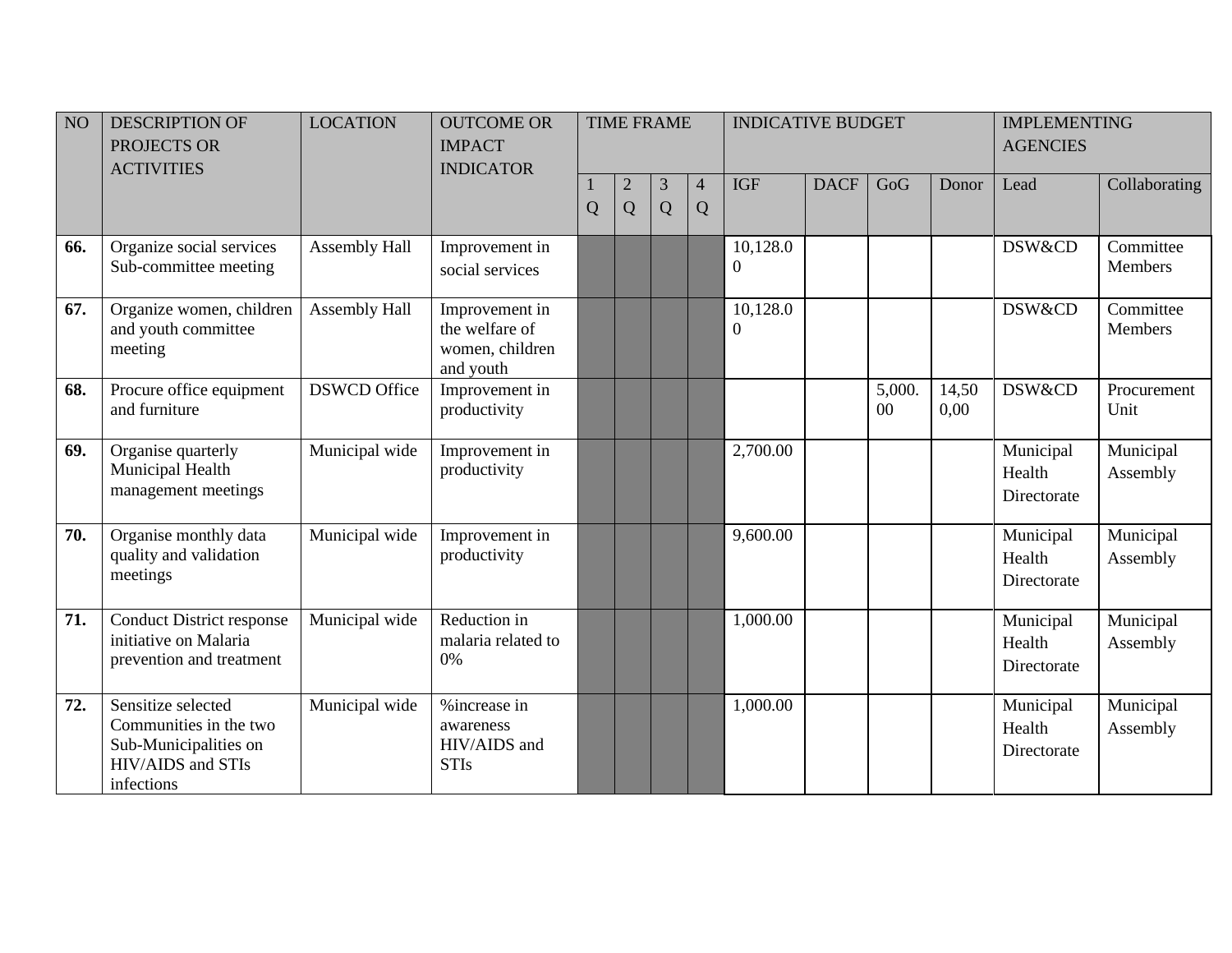| NO | DESCRIPTION OF PROJECTS OR ACTIVITIES | LOCATION | OUTCOME OR IMPACT INDICATOR | TIME FRAME | | | | INDICATIVE BUDGET | | | | IMPLEMENTING AGENCIES | |
|---|---|---|---|---|---|---|---|---|---|---|---|---|---|
| | | | | 1 Q | 2 Q | 3 Q | 4 Q | IGF | DACF | GoG | Donor | Lead | Collaborating |
| **66.** | Organize social services Sub-committee meeting | Assembly Hall | Improvement in social services | | | | | 10,128.00 | | | | DSW&CD | Committee Members |
| **67.** | Organize women, children and youth committee meeting | Assembly Hall | Improvement in the welfare of women, children and youth | | | | | 10,128.00 | | | | DSW&CD | Committee Members |
| **68.** | Procure office equipment and furniture | DSWCD Office | Improvement in productivity | | | | | | | 5,000.00 | 14,500,00 | DSW&CD | Procurement Unit |
| **69.** | Organise quarterly Municipal Health management meetings | Municipal wide | Improvement in productivity | | | | | 2,700.00 | | | | Municipal Health Directorate | Municipal Assembly |
| **70.** | Organise monthly data quality and validation meetings | Municipal wide | Improvement in productivity | | | | | 9,600.00 | | | | Municipal Health Directorate | Municipal Assembly |
| **71.** | Conduct District response initiative on Malaria prevention and treatment | Municipal wide | Reduction in malaria related to 0% | | | | | 1,000.00 | | | | Municipal Health Directorate | Municipal Assembly |
| **72.** | Sensitize selected Communities in the two Sub-Municipalities on HIV/AIDS and STIs infections | Municipal wide | %increase in awareness HIV/AIDS and STIs | | | | | 1,000.00 | | | | Municipal Health Directorate | Municipal Assembly |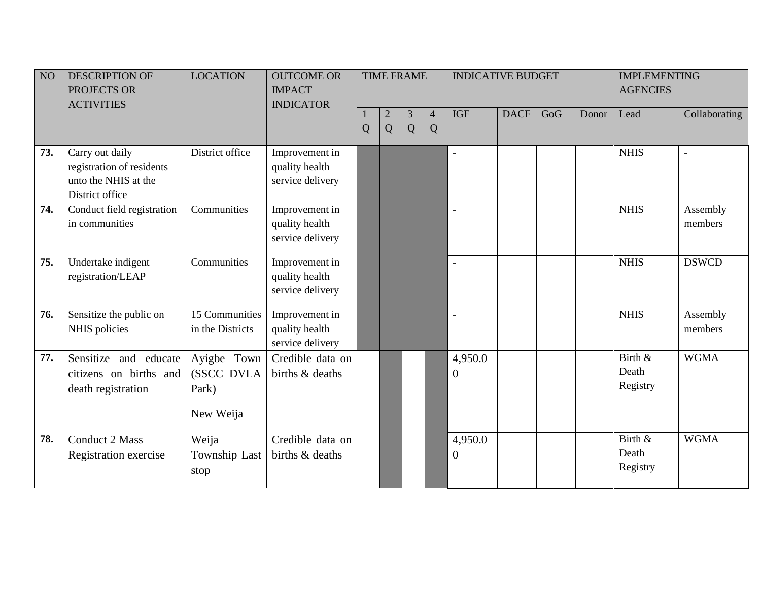| NO | DESCRIPTION OF PROJECTS OR ACTIVITIES | LOCATION | OUTCOME OR IMPACT INDICATOR | TIME FRAME | | | | INDICATIVE BUDGET | | | | IMPLEMENTING AGENCIES | |
|---|---|---|---|---|---|---|---|---|---|---|---|---|---|
| | | | | 1 Q | 2 Q | 3 Q | 4 Q | IGF | DACF | GoG | Donor | Lead | Collaborating |
| **73.** | Carry out daily registration of residents unto the NHIS at the District office | District office | Improvement in quality health service delivery | | | | | - | | | | NHIS | - |
| **74.** | Conduct field registration in communities | Communities | Improvement in quality health service delivery | | | | | - | | | | NHIS | Assembly members |
| **75.** | Undertake indigent registration/LEAP | Communities | Improvement in quality health service delivery | | | | | - | | | | NHIS | DSWCD |
| **76.** | Sensitize the public on NHIS policies | 15 Communities in the Districts | Improvement in quality health service delivery | | | | | - | | | | NHIS | Assembly members |
| **77.** | Sensitize and educate citizens on births and death registration | Ayigbe Town (SSCC DVLA Park)<br><br>New Weija | Credible data on births & deaths | | | | | 4,950.00 | | | | Birth & Death Registry | WGMA |
| **78.** | Conduct 2 Mass Registration exercise | Weija Township Last stop | Credible data on births & deaths | | | | | 4,950.00 | | | | Birth & Death Registry | WGMA |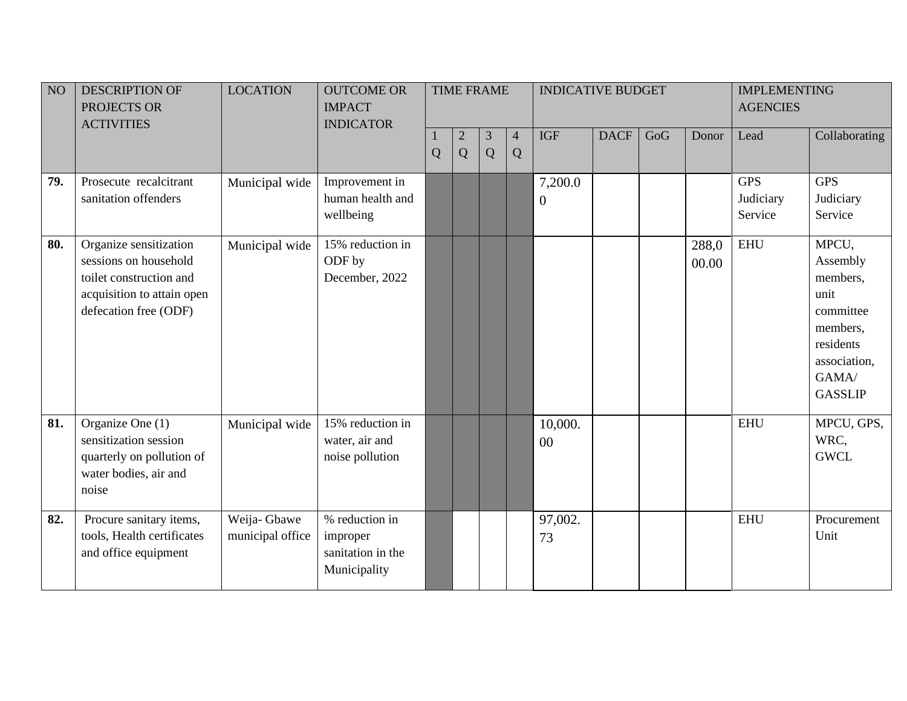| NO | DESCRIPTION OF PROJECTS OR ACTIVITIES | LOCATION | OUTCOME OR IMPACT INDICATOR | TIME FRAME | | | | INDICATIVE BUDGET | | | | IMPLEMENTING AGENCIES | |
|---|---|---|---|---|---|---|---|---|---|---|---|---|---|
| | | | | 1 Q | 2 Q | 3 Q | 4 Q | IGF | DACF | GoG | Donor | Lead | Collaborating |
| **79.** | Prosecute recalcitrant sanitation offenders | Municipal wide | Improvement in human health and wellbeing | | | | | 7,200.00 | | | | GPS Judiciary Service | GPS Judiciary Service |
| **80.** | Organize sensitization sessions on household toilet construction and acquisition to attain open defecation free (ODF) | Municipal wide | 15% reduction in ODF by December, 2022 | | | | | | | | 288,000.00 | EHU | MPCU, Assembly members, unit committee members, residents association, GAMA/ GASSLIP |
| **81.** | Organize One (1) sensitization session quarterly on pollution of water bodies, air and noise | Municipal wide | 15% reduction in water, air and noise pollution | | | | | 10,000.00 | | | | EHU | MPCU, GPS, WRC, GWCL |
| **82.** | Procure sanitary items, tools, Health certificates and office equipment | Weija- Gbawe municipal office | % reduction in improper sanitation in the Municipality | | | | | 97,002.73 | | | | EHU | Procurement Unit |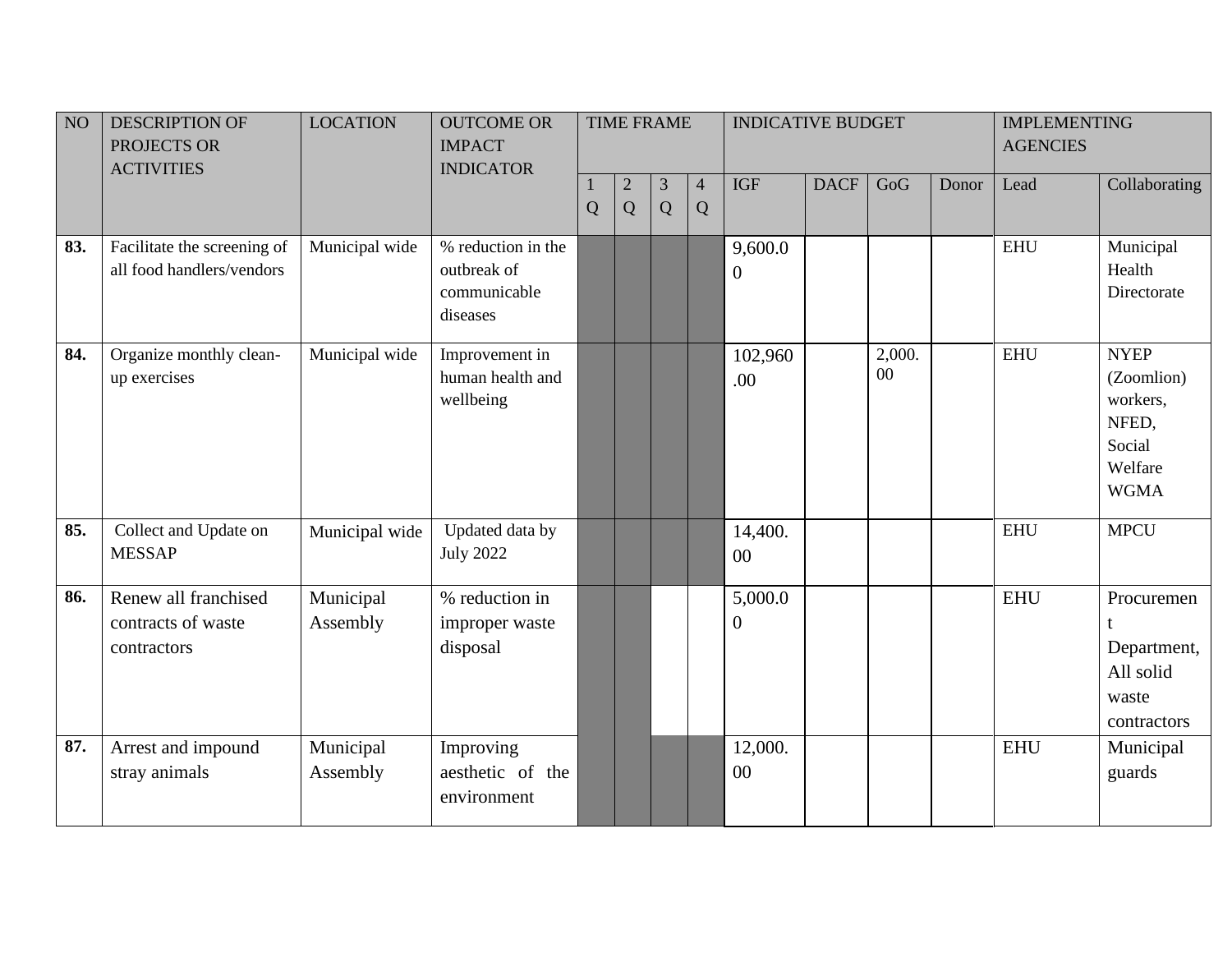| NO | DESCRIPTION OF PROJECTS OR ACTIVITIES | LOCATION | OUTCOME OR IMPACT INDICATOR | TIME FRAME | | | | INDICATIVE BUDGET | | | | IMPLEMENTING AGENCIES | |
|---|---|---|---|---|---|---|---|---|---|---|---|---|---|
| | | | | 1 Q | 2 Q | 3 Q | 4 Q | IGF | DACF | GoG | Donor | Lead | Collaborating |
| **83.** | Facilitate the screening of all food handlers/vendors | Municipal wide | % reduction in the outbreak of communicable diseases | X | X | X | X | 9,600.00 | | | | EHU | Municipal Health Directorate |
| **84.** | Organize monthly clean-up exercises | Municipal wide | Improvement in human health and wellbeing | X | X | X | X | 102,960.00 | | 2,000.00 | | EHU | NYEP (Zoomlion) workers, NFED, Social Welfare WGMA |
| **85.** | Collect and Update on MESSAP | Municipal wide | Updated data by July 2022 | X | X | X | X | 14,400.00 | | | | EHU | MPCU |
| **86.** | Renew all franchised contracts of waste contractors | Municipal Assembly | % reduction in improper waste disposal | X | X | | | 5,000.00 | | | | EHU | Procurement Department, All solid waste contractors |
| **87.** | Arrest and impound stray animals | Municipal Assembly | Improving aesthetic of the environment | X | X | X | X | 12,000.00 | | | | EHU | Municipal guards |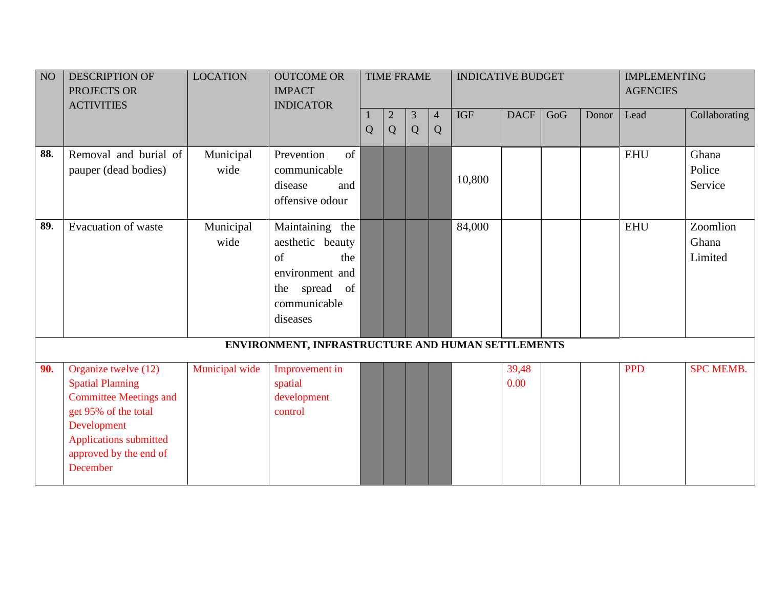| NO | DESCRIPTION OF PROJECTS OR ACTIVITIES | LOCATION | OUTCOME OR IMPACT INDICATOR | TIME FRAME | | | | INDICATIVE BUDGET | | | | IMPLEMENTING AGENCIES | |
|---|---|---|---|---|---|---|---|---|---|---|---|---|---|
| | | | | 1 Q | 2 Q | 3 Q | 4 Q | IGF | DACF | GoG | Donor | Lead | Collaborating |
| **88.** | Removal and burial of pauper (dead bodies) | Municipal wide | Prevention of communicable disease and offensive odour | | | | | 10,800 | | | | EHU | Ghana Police Service |
| **89.** | Evacuation of waste | Municipal wide | Maintaining the aesthetic beauty of the environment and the spread of communicable diseases | | | | | 84,000 | | | | EHU | Zoomlion Ghana Limited |
| | **ENVIRONMENT, INFRASTRUCTURE AND HUMAN SETTLEMENTS** | | | | | | | | | | | | |
| **90.** | Organize twelve (12) Spatial Planning Committee Meetings and get 95% of the total Development Applications submitted approved by the end of December | Municipal wide | Improvement in spatial development control | | | | | | 39,480.00 | | | PPD | SPC MEMB. |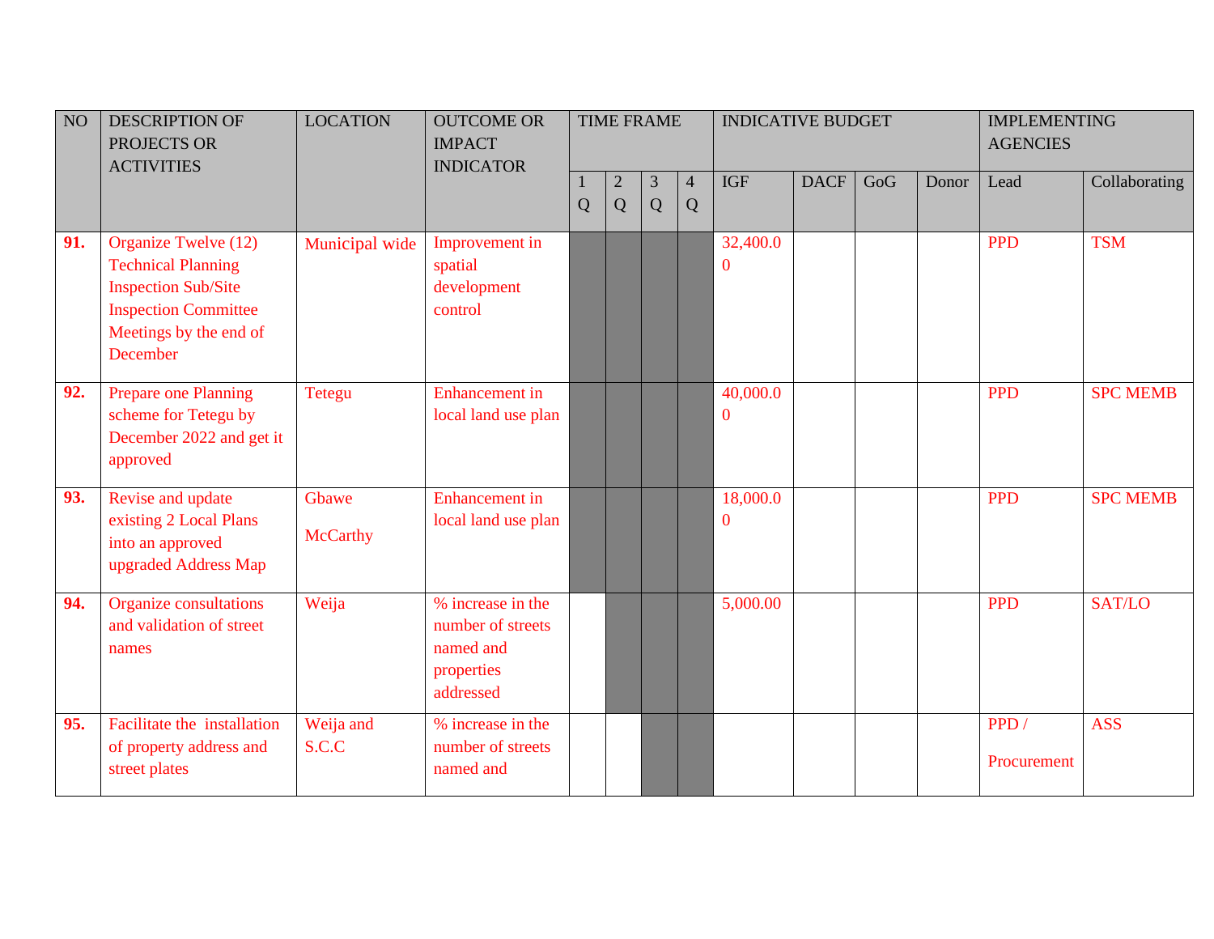| NO | DESCRIPTION OF PROJECTS OR ACTIVITIES | LOCATION | OUTCOME OR IMPACT INDICATOR | TIME FRAME | | | | INDICATIVE BUDGET | | | | IMPLEMENTING AGENCIES | |
|---|---|---|---|---|---|---|---|---|---|---|---|---|---|
| | | | | 1 Q | 2 Q | 3 Q | 4 Q | IGF | DACF | GoG | Donor | Lead | Collaborating |
| **91.** | Organize Twelve (12) Technical Planning Inspection Sub/Site Inspection Committee Meetings by the end of December | Municipal wide | Improvement in spatial development control | | | | | 32,400.00 | | | | PPD | TSM |
| **92.** | Prepare one Planning scheme for Tetegu by December 2022 and get it approved | Tetegu | Enhancement in local land use plan | | | | | 40,000.00 | | | | PPD | SPC MEMB |
| **93.** | Revise and update existing 2 Local Plans into an approved upgraded Address Map | Gbawe McCarthy | Enhancement in local land use plan | | | | | 18,000.00 | | | | PPD | SPC MEMB |
| **94.** | Organize consultations and validation of street names | Weija | % increase in the number of streets named and properties addressed | | | | | 5,000.00 | | | | PPD | SAT/LO |
| **95.** | Facilitate the installation of property address and street plates | Weija and S.C.C | % increase in the number of streets named and | | | | | | | | | PPD / Procurement | ASS |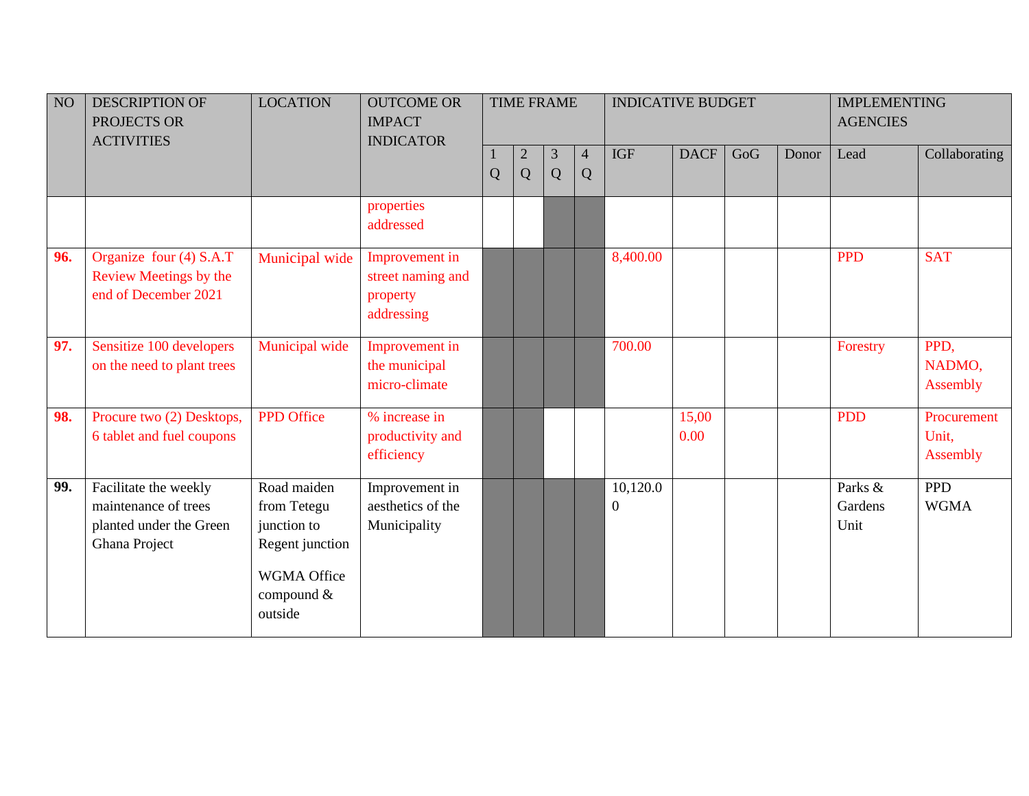| NO | DESCRIPTION OF PROJECTS OR ACTIVITIES | LOCATION | OUTCOME OR IMPACT INDICATOR | TIME FRAME | | | | INDICATIVE BUDGET | | | | IMPLEMENTING AGENCIES | |
|---|---|---|---|---|---|---|---|---|---|---|---|---|---|
| | | | | 1 Q | 2 Q | 3 Q | 4 Q | IGF | DACF | GoG | Donor | Lead | Collaborating |
| | | | properties addressed | | | | | | | | | | |
| **96.** | Organize four (4) S.A.T Review Meetings by the end of December 2021 | Municipal wide | Improvement in street naming and property addressing | | | | | 8,400.00 | | | | PPD | SAT |
| **97.** | Sensitize 100 developers on the need to plant trees | Municipal wide | Improvement in the municipal micro-climate | | | | | 700.00 | | | | Forestry | PPD, NADMO, Assembly |
| **98.** | Procure two (2) Desktops, 6 tablet and fuel coupons | PPD Office | % increase in productivity and efficiency | | | | | | 15,000.00 | | | PDD | Procurement Unit, Assembly |
| **99.** | Facilitate the weekly maintenance of trees planted under the Green Ghana Project | Road maiden from Tetegu junction to Regent junction<br><br>WGMA Office compound & outside | Improvement in aesthetics of the Municipality | | | | | 10,120.00 | | | | Parks & Gardens Unit | PPD WGMA |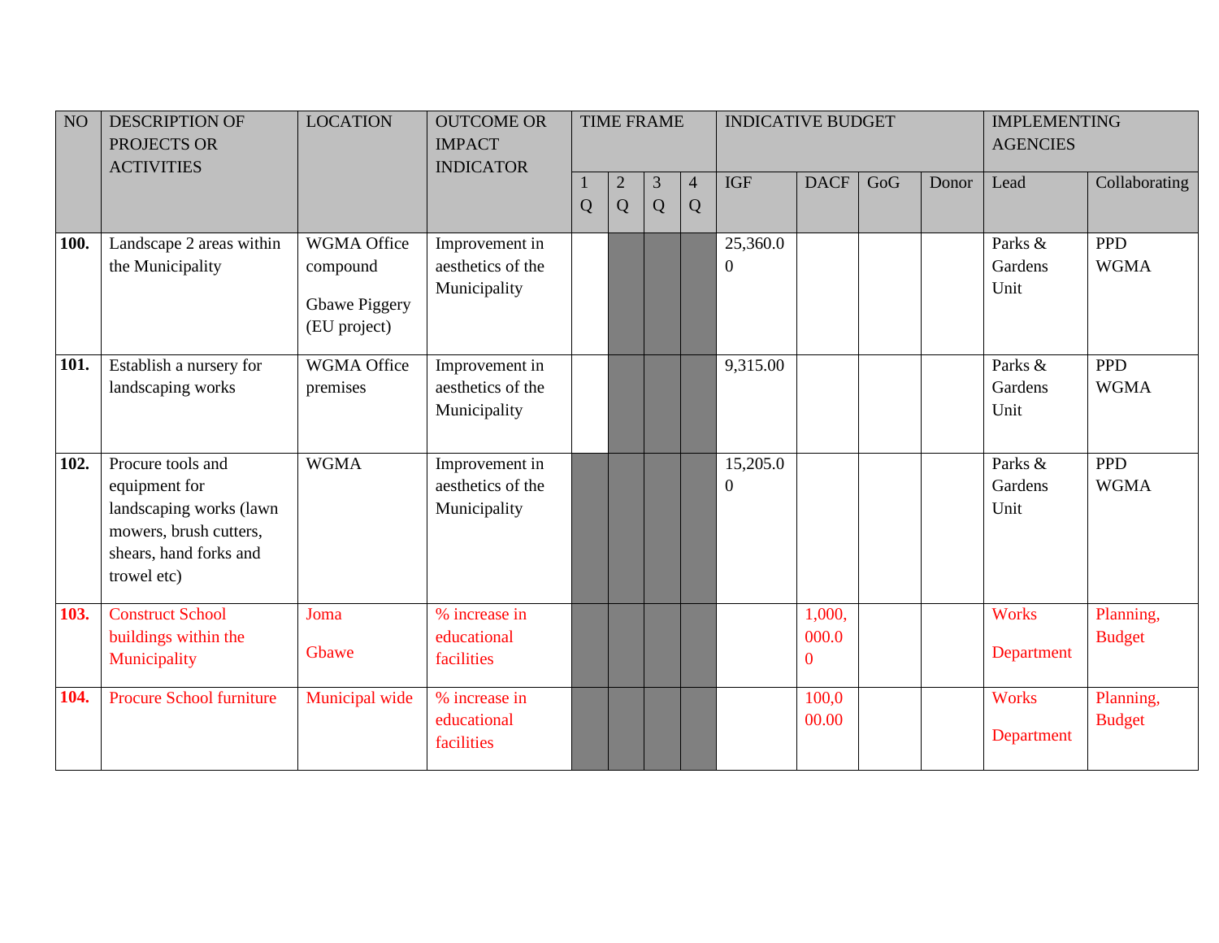| NO | DESCRIPTION OF PROJECTS OR ACTIVITIES | LOCATION | OUTCOME OR IMPACT INDICATOR | TIME FRAME | | | | INDICATIVE BUDGET | | | | IMPLEMENTING AGENCIES | |
|---|---|---|---|---|---|---|---|---|---|---|---|---|---|
| | | | | 1 Q | 2 Q | 3 Q | 4 Q | IGF | DACF | GoG | Donor | Lead | Collaborating |
| **100.** | Landscape 2 areas within the Municipality | WGMA Office compound<br>Gbawe Piggery (EU project) | Improvement in aesthetics of the Municipality | | | | | 25,360.00 | | | | Parks & Gardens Unit | PPD WGMA |
| **101.** | Establish a nursery for landscaping works | WGMA Office premises | Improvement in aesthetics of the Municipality | | | | | 9,315.00 | | | | Parks & Gardens Unit | PPD WGMA |
| **102.** | Procure tools and equipment for landscaping works (lawn mowers, brush cutters, shears, hand forks and trowel etc) | WGMA | Improvement in aesthetics of the Municipality | | | | | 15,205.00 | | | | Parks & Gardens Unit | PPD WGMA |
| **103.** | Construct School buildings within the Municipality | Joma<br>Gbawe | % increase in educational facilities | | | | | | 1,000,000.00 | | | Works Department | Planning, Budget |
| **104.** | Procure School furniture | Municipal wide | % increase in educational facilities | | | | | | 100,000.00 | | | Works Department | Planning, Budget |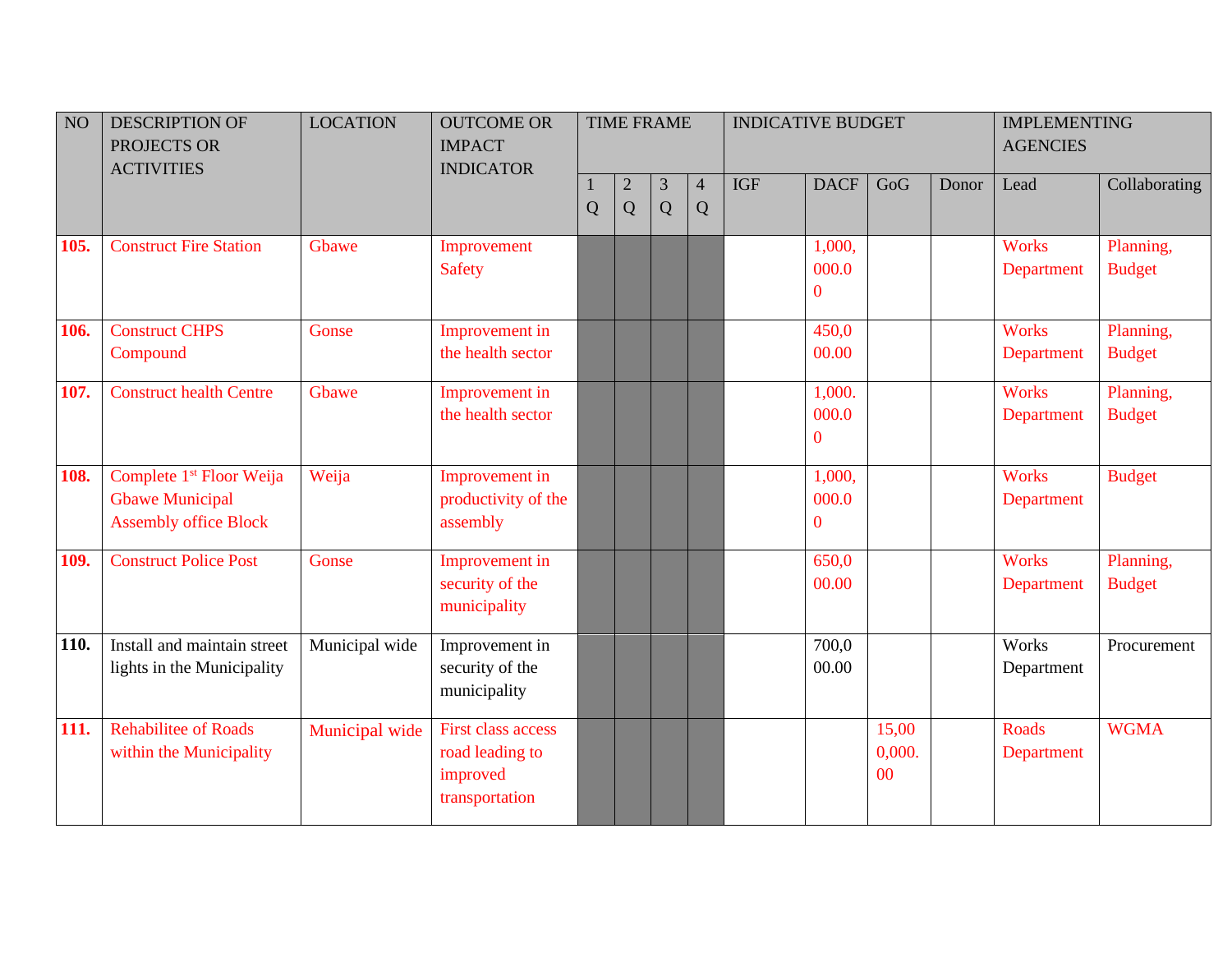| NO | DESCRIPTION OF PROJECTS OR ACTIVITIES | LOCATION | OUTCOME OR IMPACT INDICATOR | TIME FRAME | | | | INDICATIVE BUDGET | | | | IMPLEMENTING AGENCIES | |
|---|---|---|---|---|---|---|---|---|---|---|---|---|---|
| | | | | 1 Q | 2 Q | 3 Q | 4 Q | IGF | DACF | GoG | Donor | Lead | Collaborating |
| **105.** | Construct Fire Station | Gbawe | Improvement Safety | | | | | | 1,000,000.00 | | | Works Department | Planning, Budget |
| **106.** | Construct CHPS Compound | Gonse | Improvement in the health sector | | | | | | 450,000.00 | | | Works Department | Planning, Budget |
| **107.** | Construct health Centre | Gbawe | Improvement in the health sector | | | | | | 1,000.000.00 | | | Works Department | Planning, Budget |
| **108.** | Complete 1st Floor Weija Gbawe Municipal Assembly office Block | Weija | Improvement in productivity of the assembly | | | | | | 1,000,000.00 | | | Works Department | Budget |
| **109.** | Construct Police Post | Gonse | Improvement in security of the municipality | | | | | | 650,000.00 | | | Works Department | Planning, Budget |
| **110.** | Install and maintain street lights in the Municipality | Municipal wide | Improvement in security of the municipality | | | | | | 700,000.00 | | | Works Department | Procurement |
| **111.** | Rehabilitee of Roads within the Municipality | Municipal wide | First class access road leading to improved transportation | | | | | | | 15,000,000.00 | | Roads Department | WGMA |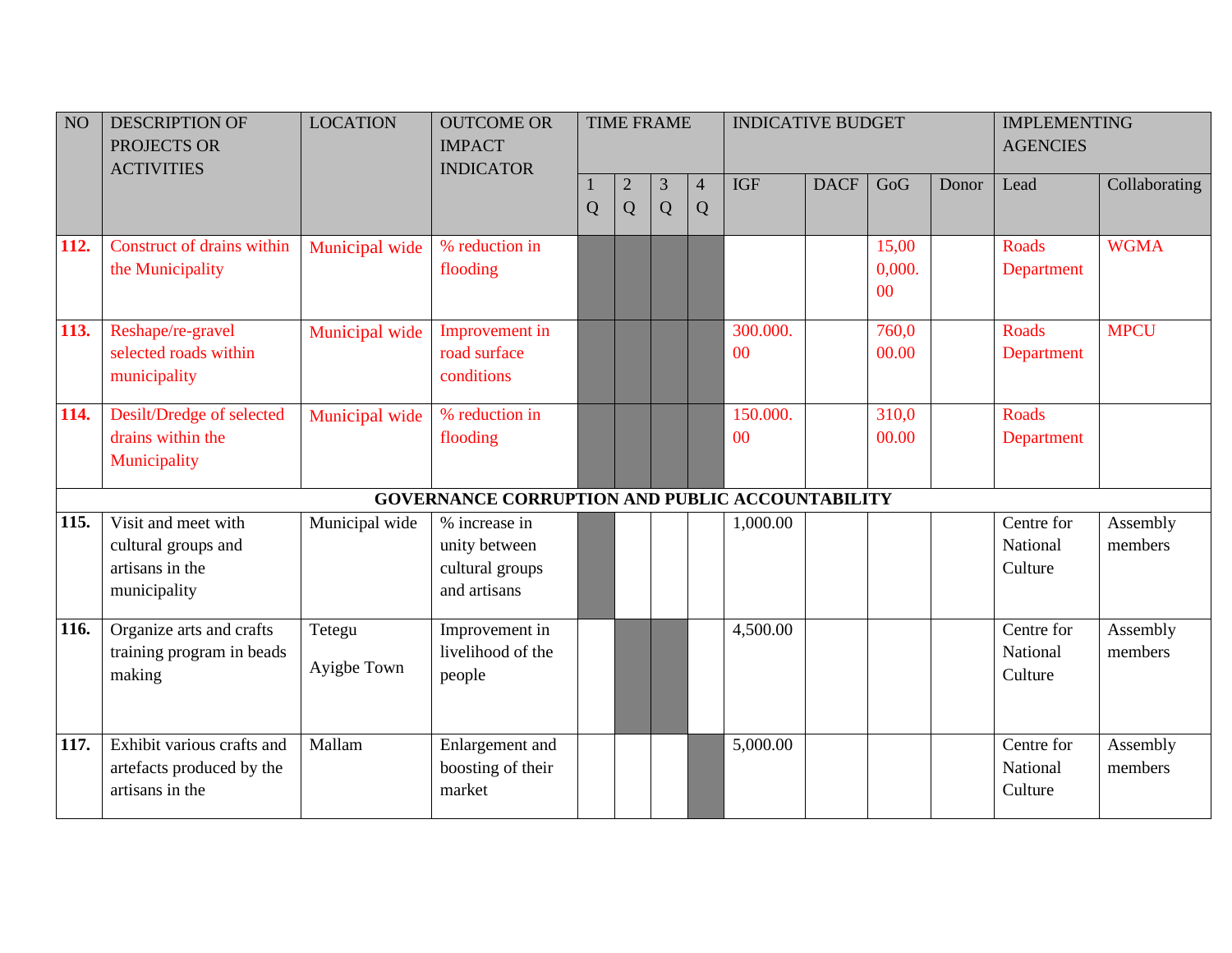| NO | DESCRIPTION OF PROJECTS OR ACTIVITIES | LOCATION | OUTCOME OR IMPACT INDICATOR | TIME FRAME | | | | INDICATIVE BUDGET | | | | IMPLEMENTING AGENCIES | |
|---|---|---|---|---|---|---|---|---|---|---|---|---|---|
| | | | | 1 Q | 2 Q | 3 Q | 4 Q | IGF | DACF | GoG | Donor | Lead | Collaborating |
| **112.** | Construct of drains within the Municipality | Municipal wide | % reduction in flooding | | | | | | | 15,000,000.00 | | Roads Department | WGMA |
| **113.** | Reshape/re-gravel selected roads within municipality | Municipal wide | Improvement in road surface conditions | | | | | 300.000.00 | | 760,000.00 | | Roads Department | MPCU |
| **114.** | Desilt/Dredge of selected drains within the Municipality | Municipal wide | % reduction in flooding | | | | | 150.000.00 | | 310,000.00 | | Roads Department | |
| **GOVERNANCE CORRUPTION AND PUBLIC ACCOUNTABILITY** | | | | | | | | | | | | | |
| **115.** | Visit and meet with cultural groups and artisans in the municipality | Municipal wide | % increase in unity between cultural groups and artisans | | | | | 1,000.00 | | | | Centre for National Culture | Assembly members |
| **116.** | Organize arts and crafts training program in beads making | Tetegu<br>Ayigbe Town | Improvement in livelihood of the people | | | | | 4,500.00 | | | | Centre for National Culture | Assembly members |
| **117.** | Exhibit various crafts and artefacts produced by the artisans in the | Mallam | Enlargement and boosting of their market | | | | | 5,000.00 | | | | Centre for National Culture | Assembly members |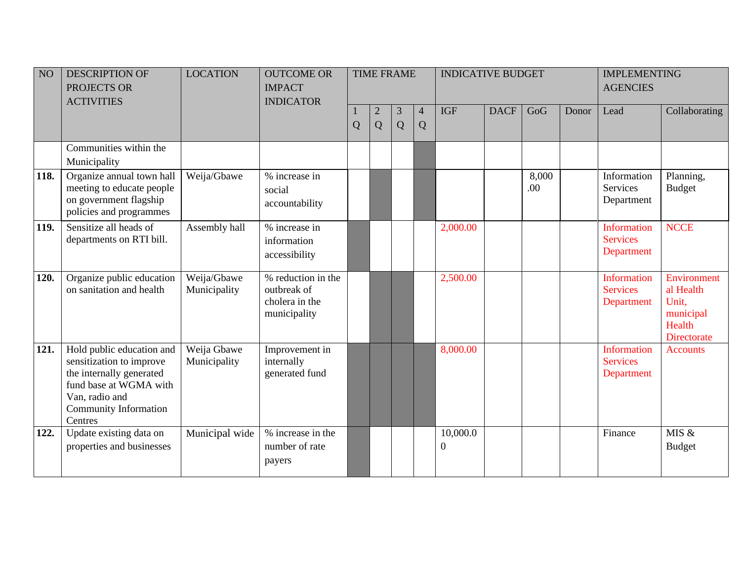| NO | DESCRIPTION OF PROJECTS OR ACTIVITIES | LOCATION | OUTCOME OR IMPACT INDICATOR | TIME FRAME | | | | INDICATIVE BUDGET | | | | IMPLEMENTING AGENCIES | |
|---|---|---|---|---|---|---|---|---|---|---|---|---|---|
| | | | | 1 Q | 2 Q | 3 Q | 4 Q | IGF | DACF | GoG | Donor | Lead | Collaborating |
| | Communities within the Municipality | | | | | | | | | | | | |
| **118.** | Organize annual town hall meeting to educate people on government flagship policies and programmes | Weija/Gbawe | % increase in social accountability | | | | | | | 8,000.00 | | Information Services Department | Planning, Budget |
| **119.** | Sensitize all heads of departments on RTI bill. | Assembly hall | % increase in information accessibility | | | | | 2,000.00 | | | | Information Services Department | NCCE |
| **120.** | Organize public education on sanitation and health | Weija/Gbawe Municipality | % reduction in the outbreak of cholera in the municipality | | | | | 2,500.00 | | | | Information Services Department | Environmental Health Unit, municipal Health Directorate |
| **121.** | Hold public education and sensitization to improve the internally generated fund base at WGMA with Van, radio and Community Information Centres | Weija Gbawe Municipality | Improvement in internally generated fund | | | | | 8,000.00 | | | | Information Services Department | Accounts |
| **122.** | Update existing data on properties and businesses | Municipal wide | % increase in the number of rate payers | | | | | 10,000.00 | | | | Finance | MIS & Budget |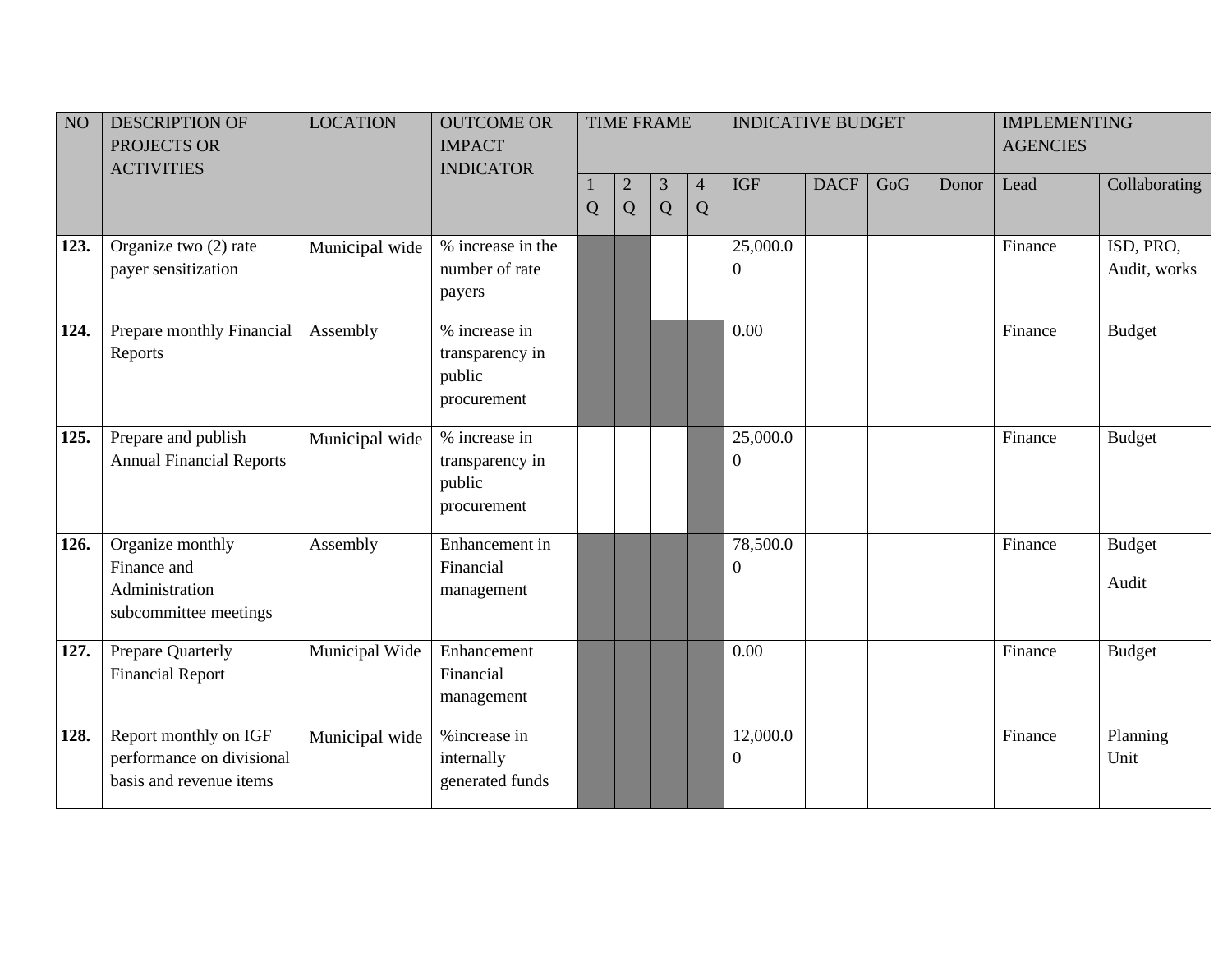| NO | DESCRIPTION OF PROJECTS OR ACTIVITIES | LOCATION | OUTCOME OR IMPACT INDICATOR | TIME FRAME | | | | INDICATIVE BUDGET | | | | IMPLEMENTING AGENCIES | |
|---|---|---|---|---|---|---|---|---|---|---|---|---|---|
| | | | | 1 Q | 2 Q | 3 Q | 4 Q | IGF | DACF | GoG | Donor | Lead | Collaborating |
| **123.** | Organize two (2) rate payer sensitization | Municipal wide | % increase in the number of rate payers | | | | | 25,000.00 | | | | Finance | ISD, PRO, Audit, works |
| **124.** | Prepare monthly Financial Reports | Assembly | % increase in transparency in public procurement | | | | | 0.00 | | | | Finance | Budget |
| **125.** | Prepare and publish Annual Financial Reports | Municipal wide | % increase in transparency in public procurement | | | | | 25,000.00 | | | | Finance | Budget |
| **126.** | Organize monthly Finance and Administration subcommittee meetings | Assembly | Enhancement in Financial management | | | | | 78,500.00 | | | | Finance | Budget Audit |
| **127.** | Prepare Quarterly Financial Report | Municipal Wide | Enhancement Financial management | | | | | 0.00 | | | | Finance | Budget |
| **128.** | Report monthly on IGF performance on divisional basis and revenue items | Municipal wide | %increase in internally generated funds | | | | | 12,000.00 | | | | Finance | Planning Unit |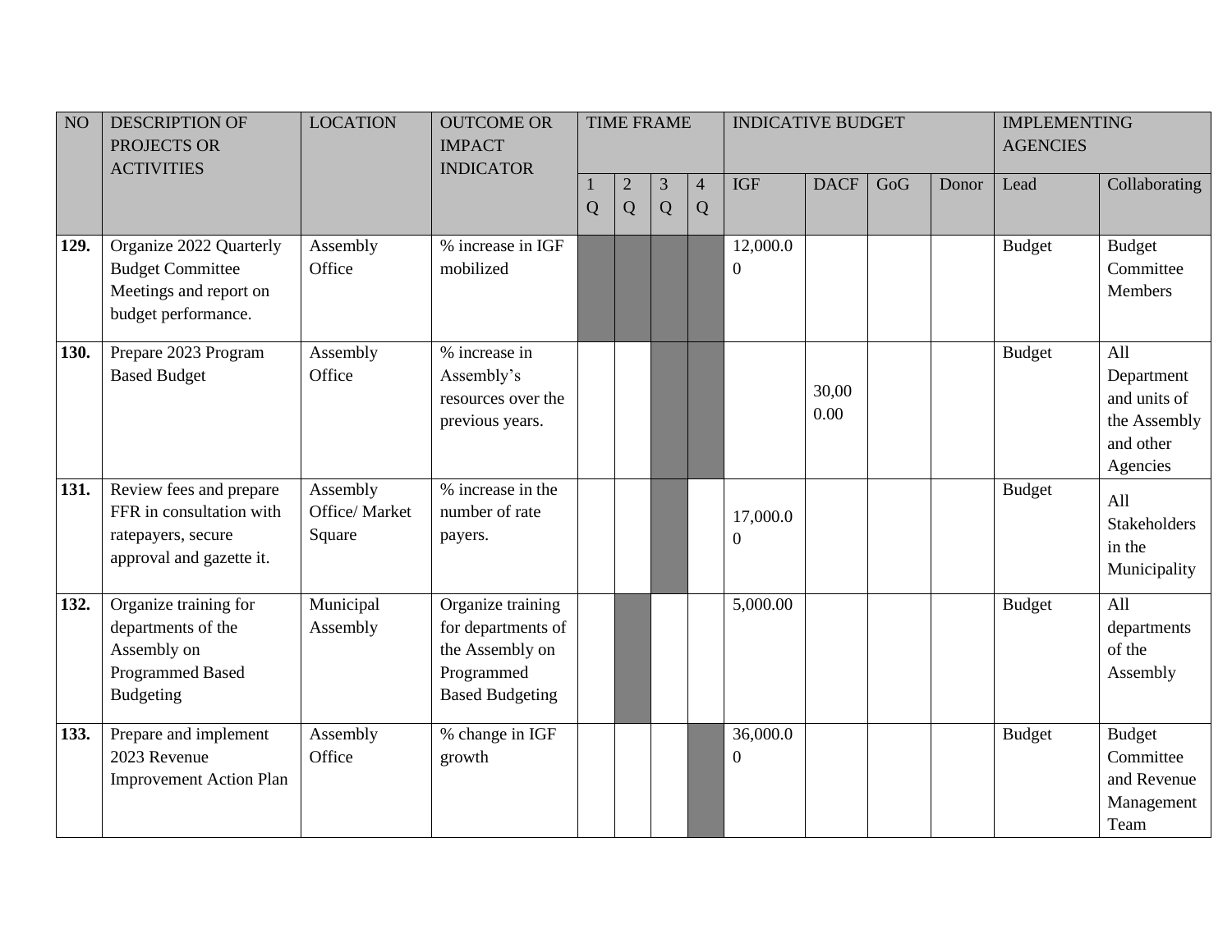| NO | DESCRIPTION OF PROJECTS OR ACTIVITIES | LOCATION | OUTCOME OR IMPACT INDICATOR | TIME FRAME | | | | INDICATIVE BUDGET | | | | IMPLEMENTING AGENCIES | |
|---|---|---|---|---|---|---|---|---|---|---|---|---|---|
| | | | | 1 Q | 2 Q | 3 Q | 4 Q | IGF | DACF | GoG | Donor | Lead | Collaborating |
| **129.** | Organize 2022 Quarterly Budget Committee Meetings and report on budget performance. | Assembly Office | % increase in IGF mobilized | | | | | 12,000.00 | | | | Budget | Budget Committee Members |
| **130.** | Prepare 2023 Program Based Budget | Assembly Office | % increase in Assembly's resources over the previous years. | | | | | | 30,000.00 | | | Budget | All Department and units of the Assembly and other Agencies |
| **131.** | Review fees and prepare FFR in consultation with ratepayers, secure approval and gazette it. | Assembly Office/ Market Square | % increase in the number of rate payers. | | | | | 17,000.00 | | | | Budget | All Stakeholders in the Municipality |
| **132.** | Organize training for departments of the Assembly on Programmed Based Budgeting | Municipal Assembly | Organize training for departments of the Assembly on Programmed Based Budgeting | | | | | 5,000.00 | | | | Budget | All departments of the Assembly |
| **133.** | Prepare and implement 2023 Revenue Improvement Action Plan | Assembly Office | % change in IGF growth | | | | | 36,000.00 | | | | Budget | Budget Committee and Revenue Management Team |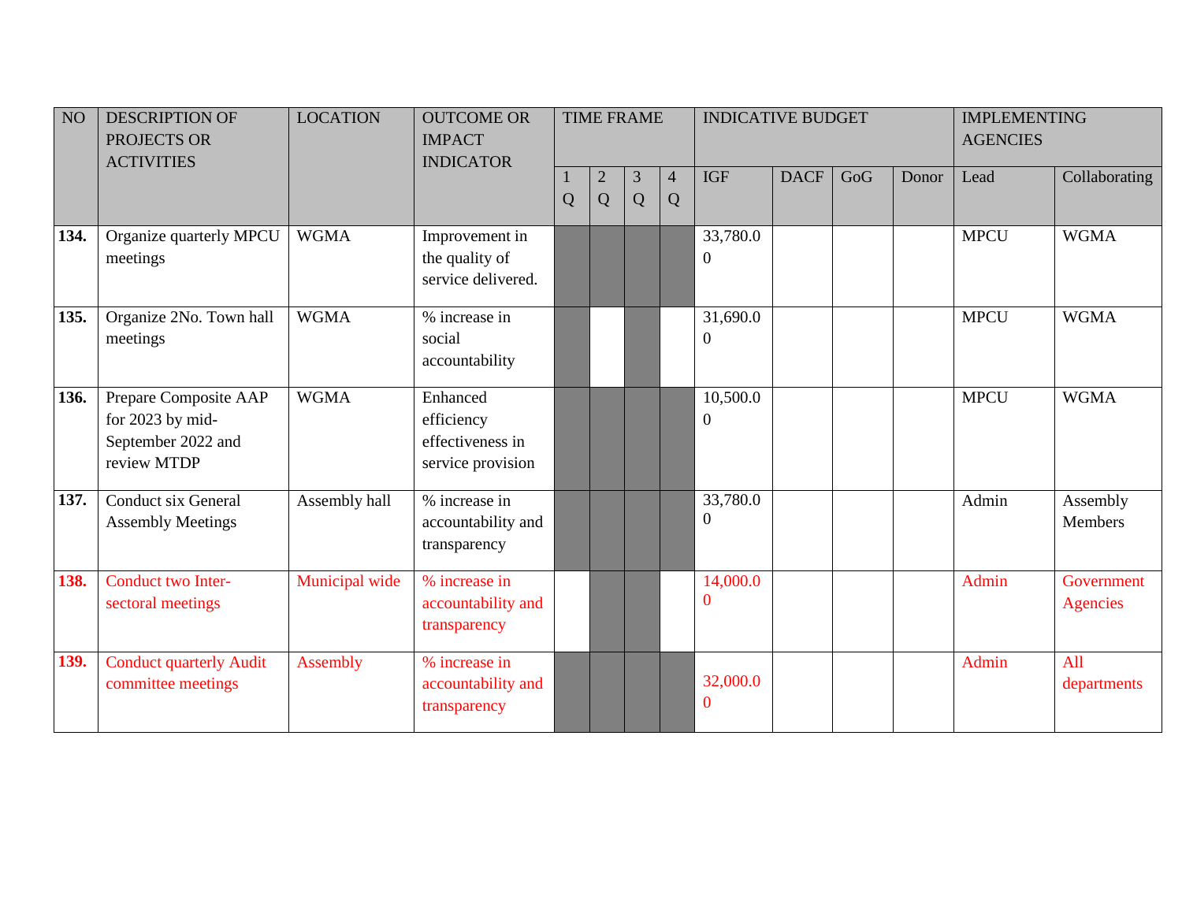| NO | DESCRIPTION OF PROJECTS OR ACTIVITIES | LOCATION | OUTCOME OR IMPACT INDICATOR | TIME FRAME | | | | INDICATIVE BUDGET | | | | IMPLEMENTING AGENCIES | |
|---|---|---|---|---|---|---|---|---|---|---|---|---|---|
| | | | | 1 Q | 2 Q | 3 Q | 4 Q | IGF | DACF | GoG | Donor | Lead | Collaborating |
| **134.** | Organize quarterly MPCU meetings | WGMA | Improvement in the quality of service delivered. | | | | | 33,780.00 | | | | MPCU | WGMA |
| **135.** | Organize 2No. Town hall meetings | WGMA | % increase in social accountability | | | | | 31,690.00 | | | | MPCU | WGMA |
| **136.** | Prepare Composite AAP for 2023 by mid-September 2022 and review MTDP | WGMA | Enhanced efficiency effectiveness in service provision | | | | | 10,500.00 | | | | MPCU | WGMA |
| **137.** | Conduct six General Assembly Meetings | Assembly hall | % increase in accountability and transparency | | | | | 33,780.00 | | | | Admin | Assembly Members |
| **138.** | Conduct two Inter-sectoral meetings | Municipal wide | % increase in accountability and transparency | | | | | 14,000.00 | | | | Admin | Government Agencies |
| **139.** | Conduct quarterly Audit committee meetings | Assembly | % increase in accountability and transparency | | | | | 32,000.00 | | | | Admin | All departments |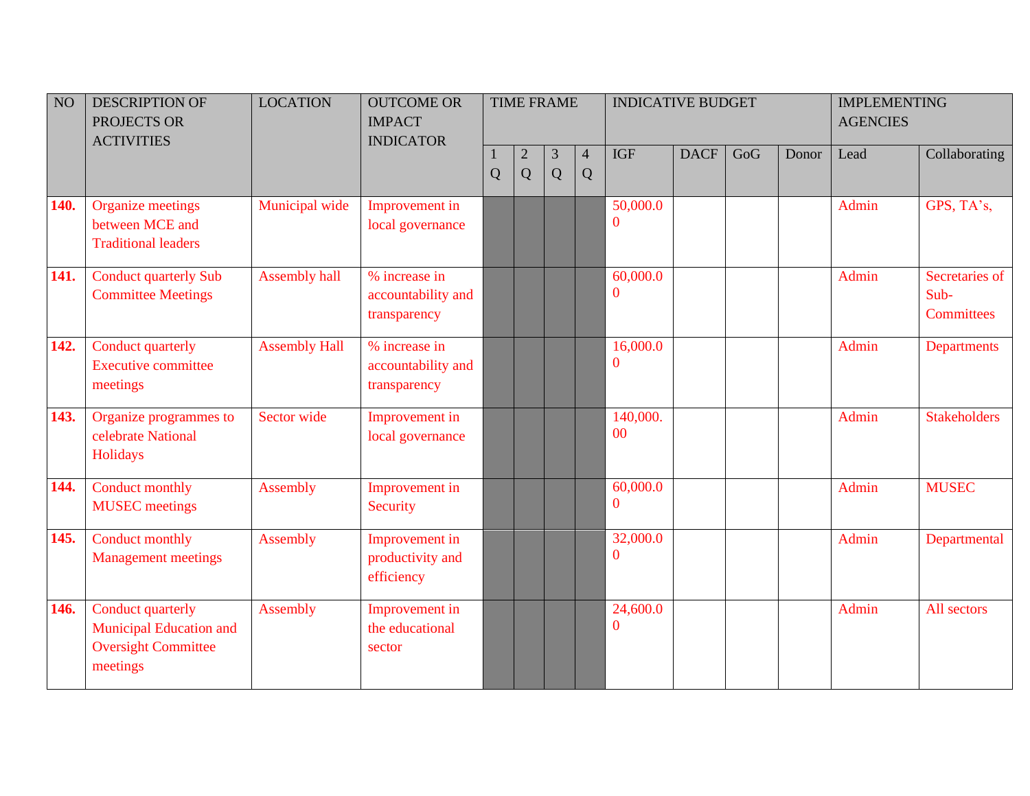| NO | DESCRIPTION OF PROJECTS OR ACTIVITIES | LOCATION | OUTCOME OR IMPACT INDICATOR | TIME FRAME | | | | INDICATIVE BUDGET | | | | IMPLEMENTING AGENCIES | |
|---|---|---|---|---|---|---|---|---|---|---|---|---|---|
| | | | | 1 Q | 2 Q | 3 Q | 4 Q | IGF | DACF | GoG | Donor | Lead | Collaborating |
| **140.** | Organize meetings between MCE and Traditional leaders | Municipal wide | Improvement in local governance | | | | | 50,000.00 | | | | Admin | GPS, TA's, |
| **141.** | Conduct quarterly Sub Committee Meetings | Assembly hall | % increase in accountability and transparency | | | | | 60,000.00 | | | | Admin | Secretaries of Sub-Committees |
| **142.** | Conduct quarterly Executive committee meetings | Assembly Hall | % increase in accountability and transparency | | | | | 16,000.00 | | | | Admin | Departments |
| **143.** | Organize programmes to celebrate National Holidays | Sector wide | Improvement in local governance | | | | | 140,000.00 | | | | Admin | Stakeholders |
| **144.** | Conduct monthly MUSEC meetings | Assembly | Improvement in Security | | | | | 60,000.00 | | | | Admin | MUSEC |
| **145.** | Conduct monthly Management meetings | Assembly | Improvement in productivity and efficiency | | | | | 32,000.00 | | | | Admin | Departmental |
| **146.** | Conduct quarterly Municipal Education and Oversight Committee meetings | Assembly | Improvement in the educational sector | | | | | 24,600.00 | | | | Admin | All sectors |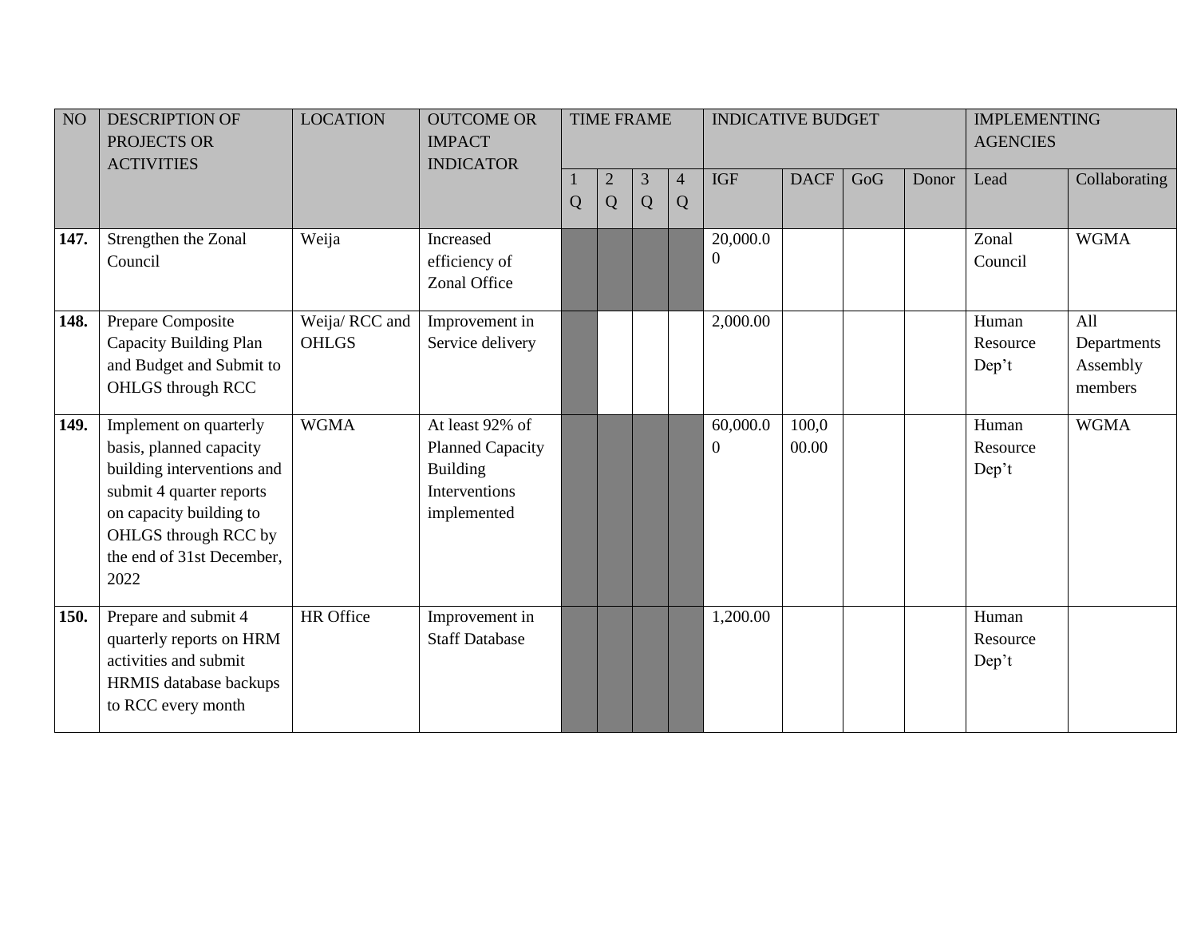| NO | DESCRIPTION OF PROJECTS OR ACTIVITIES | LOCATION | OUTCOME OR IMPACT INDICATOR | TIME FRAME | | | | INDICATIVE BUDGET | | | | IMPLEMENTING AGENCIES | |
|---|---|---|---|---|---|---|---|---|---|---|---|---|---|
| | | | | 1 Q | 2 Q | 3 Q | 4 Q | IGF | DACF | GoG | Donor | Lead | Collaborating |
| **147.** | Strengthen the Zonal Council | Weija | Increased efficiency of Zonal Office | | | | | 20,000.00 | | | | Zonal Council | WGMA |
| **148.** | Prepare Composite Capacity Building Plan and Budget and Submit to OHLGS through RCC | Weija/ RCC and OHLGS | Improvement in Service delivery | | | | | 2,000.00 | | | | Human Resource Dep't | All Departments Assembly members |
| **149.** | Implement on quarterly basis, planned capacity building interventions and submit 4 quarter reports on capacity building to OHLGS through RCC by the end of 31st December, 2022 | WGMA | At least 92% of Planned Capacity Building Interventions implemented | | | | | 60,000.00 | 100,000.00 | | | Human Resource Dep't | WGMA |
| **150.** | Prepare and submit 4 quarterly reports on HRM activities and submit HRMIS database backups to RCC every month | HR Office | Improvement in Staff Database | | | | | 1,200.00 | | | | Human Resource Dep't | |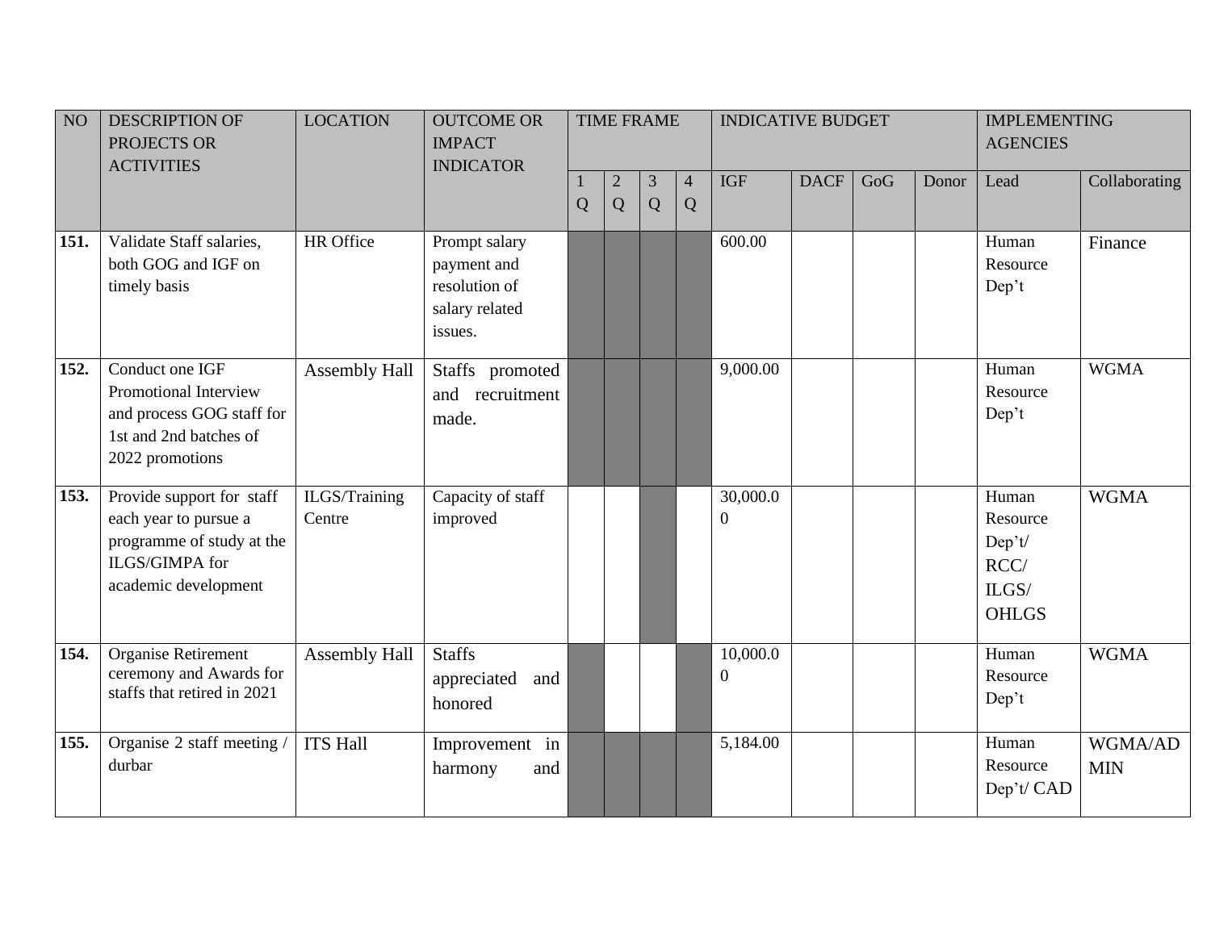| NO | DESCRIPTION OF PROJECTS OR ACTIVITIES | LOCATION | OUTCOME OR IMPACT INDICATOR | TIME FRAME | | | | INDICATIVE BUDGET | | | | IMPLEMENTING AGENCIES | |
|---|---|---|---|---|---|---|---|---|---|---|---|---|---|
| | | | | 1 Q | 2 Q | 3 Q | 4 Q | IGF | DACF | GoG | Donor | Lead | Collaborating |
| **151.** | Validate Staff salaries, both GOG and IGF on timely basis | HR Office | Prompt salary payment and resolution of salary related issues. | | | | | 600.00 | | | | Human Resource Dep't | Finance |
| **152.** | Conduct one IGF Promotional Interview and process GOG staff for 1st and 2nd batches of 2022 promotions | Assembly Hall | Staffs promoted and recruitment made. | | | | | 9,000.00 | | | | Human Resource Dep't | WGMA |
| **153.** | Provide support for staff each year to pursue a programme of study at the ILGS/GIMPA for academic development | ILGS/Training Centre | Capacity of staff improved | | | | | 30,000.00 | | | | Human Resource Dep't/ RCC/ ILGS/ OHLGS | WGMA |
| **154.** | Organise Retirement ceremony and Awards for staffs that retired in 2021 | Assembly Hall | Staffs appreciated and honored | | | | | 10,000.00 | | | | Human Resource Dep't | WGMA |
| **155.** | Organise 2 staff meeting / durbar | ITS Hall | Improvement in harmony and | | | | | 5,184.00 | | | | Human Resource Dep't/ CAD | WGMA/ADMIN |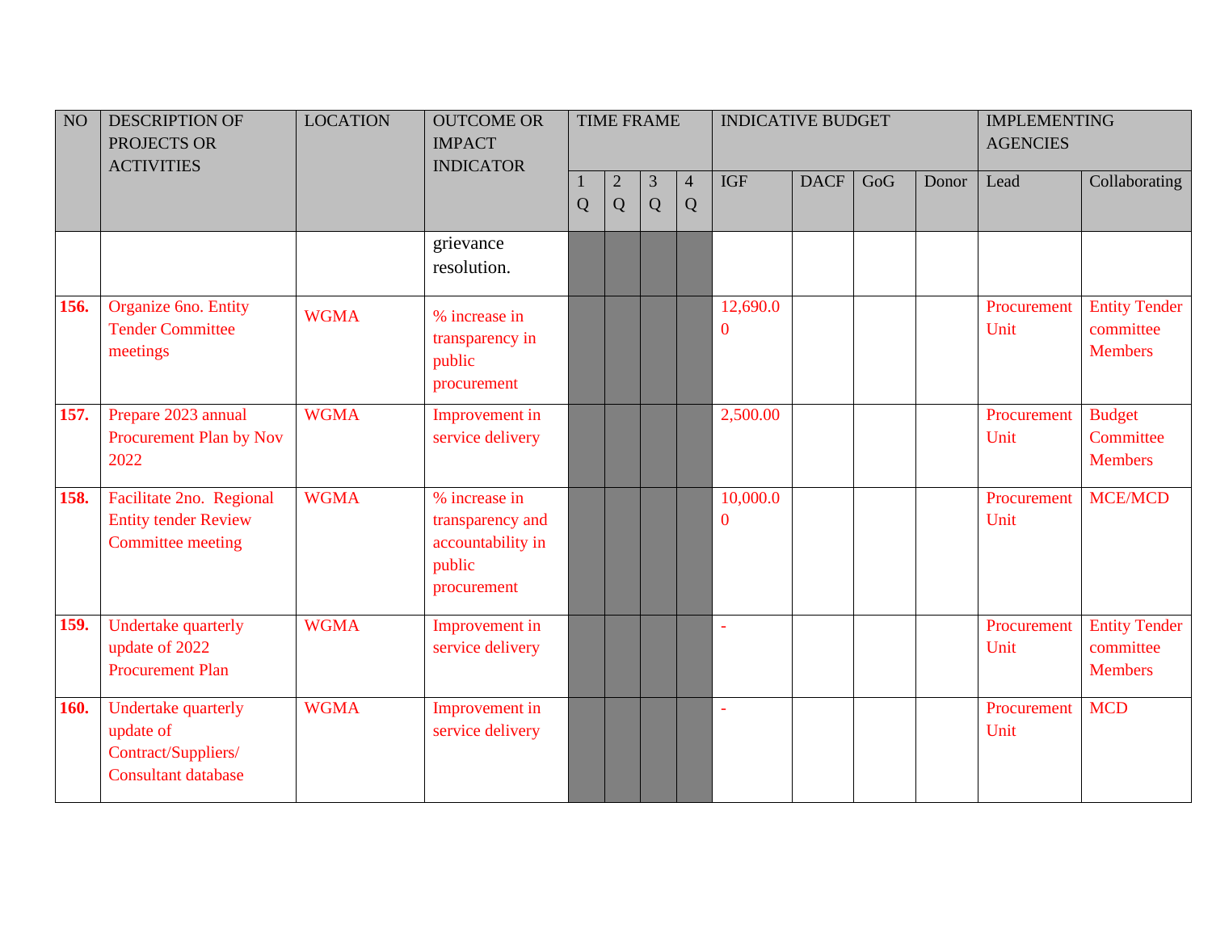| NO | DESCRIPTION OF PROJECTS OR ACTIVITIES | LOCATION | OUTCOME OR IMPACT INDICATOR | TIME FRAME | | | | INDICATIVE BUDGET | | | | IMPLEMENTING AGENCIES | |
|---|---|---|---|---|---|---|---|---|---|---|---|---|---|
| | | | | 1 Q | 2 Q | 3 Q | 4 Q | IGF | DACF | GoG | Donor | Lead | Collaborating |
| | | | grievance resolution. | | | | | | | | | | |
| **156.** | Organize 6no. Entity Tender Committee meetings | WGMA | % increase in transparency in public procurement | | | | | 12,690.00 | | | | Procurement Unit | Entity Tender committee Members |
| **157.** | Prepare 2023 annual Procurement Plan by Nov 2022 | WGMA | Improvement in service delivery | | | | | 2,500.00 | | | | Procurement Unit | Budget Committee Members |
| **158.** | Facilitate 2no. Regional Entity tender Review Committee meeting | WGMA | % increase in transparency and accountability in public procurement | | | | | 10,000.00 | | | | Procurement Unit | MCE/MCD |
| **159.** | Undertake quarterly update of 2022 Procurement Plan | WGMA | Improvement in service delivery | | | | | - | | | | Procurement Unit | Entity Tender committee Members |
| **160.** | Undertake quarterly update of Contract/Suppliers/ Consultant database | WGMA | Improvement in service delivery | | | | | - | | | | Procurement Unit | MCD |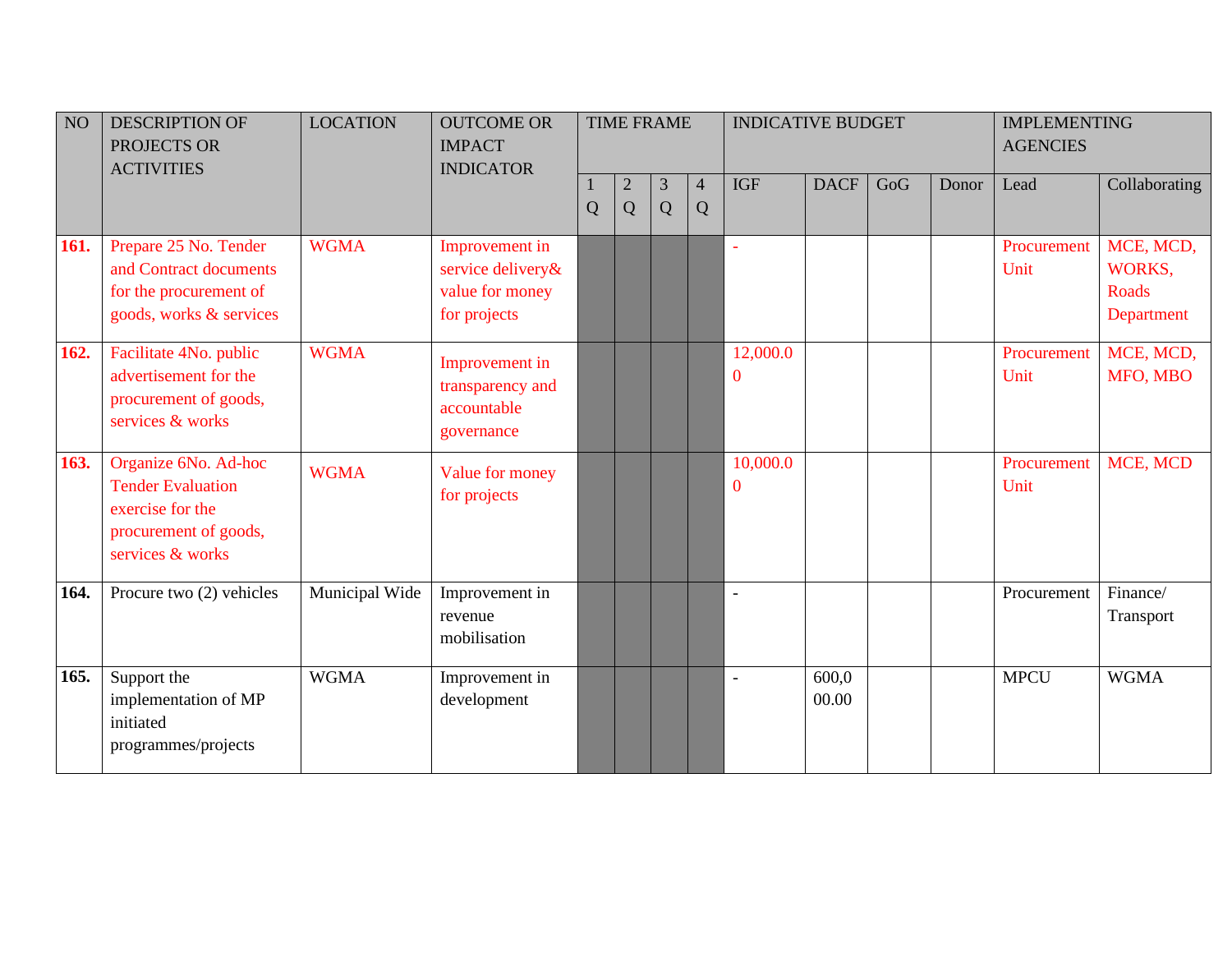| NO | DESCRIPTION OF PROJECTS OR ACTIVITIES | LOCATION | OUTCOME OR IMPACT INDICATOR | TIME FRAME | | | | INDICATIVE BUDGET | | | | IMPLEMENTING AGENCIES | |
|---|---|---|---|---|---|---|---|---|---|---|---|---|---|
| | | | | 1 Q | 2 Q | 3 Q | 4 Q | IGF | DACF | GoG | Donor | Lead | Collaborating |
| **161.** | Prepare 25 No. Tender and Contract documents for the procurement of goods, works & services | WGMA | Improvement in service delivery& value for money for projects | | | | | - | | | | Procurement Unit | MCE, MCD, WORKS, Roads Department |
| **162.** | Facilitate 4No. public advertisement for the procurement of goods, services & works | WGMA | Improvement in transparency and accountable governance | | | | | 12,000.00 | | | | Procurement Unit | MCE, MCD, MFO, MBO |
| **163.** | Organize 6No. Ad-hoc Tender Evaluation exercise for the procurement of goods, services & works | WGMA | Value for money for projects | | | | | 10,000.00 | | | | Procurement Unit | MCE, MCD |
| **164.** | Procure two (2) vehicles | Municipal Wide | Improvement in revenue mobilisation | | | | | - | | | | Procurement | Finance/ Transport |
| **165.** | Support the implementation of MP initiated programmes/projects | WGMA | Improvement in development | | | | | - | 600,000.00 | | | MPCU | WGMA |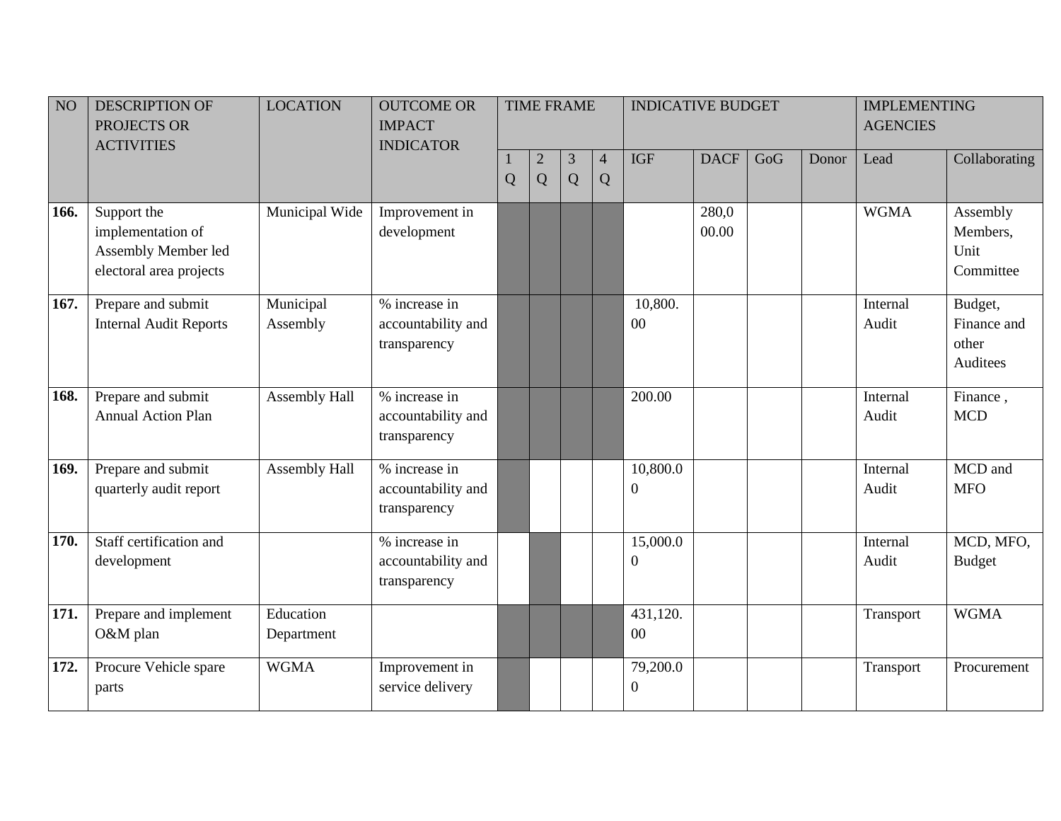| NO | DESCRIPTION OF PROJECTS OR ACTIVITIES | LOCATION | OUTCOME OR IMPACT INDICATOR | TIME FRAME | | | | INDICATIVE BUDGET | | | | IMPLEMENTING AGENCIES | |
|---|---|---|---|---|---|---|---|---|---|---|---|---|---|
| | | | | 1 Q | 2 Q | 3 Q | 4 Q | IGF | DACF | GoG | Donor | Lead | Collaborating |
| **166.** | Support the implementation of Assembly Member led electoral area projects | Municipal Wide | Improvement in development | | | | | | 280,000.00 | | | WGMA | Assembly Members, Unit Committee |
| **167.** | Prepare and submit Internal Audit Reports | Municipal Assembly | % increase in accountability and transparency | | | | | 10,800.00 | | | | Internal Audit | Budget, Finance and other Auditees |
| **168.** | Prepare and submit Annual Action Plan | Assembly Hall | % increase in accountability and transparency | | | | | 200.00 | | | | Internal Audit | Finance , MCD |
| **169.** | Prepare and submit quarterly audit report | Assembly Hall | % increase in accountability and transparency | | | | | 10,800.00 | | | | Internal Audit | MCD and MFO |
| **170.** | Staff certification and development | | % increase in accountability and transparency | | | | | 15,000.00 | | | | Internal Audit | MCD, MFO, Budget |
| **171.** | Prepare and implement O&M plan | Education Department | | | | | | 431,120.00 | | | | Transport | WGMA |
| **172.** | Procure Vehicle spare parts | WGMA | Improvement in service delivery | | | | | 79,200.00 | | | | Transport | Procurement |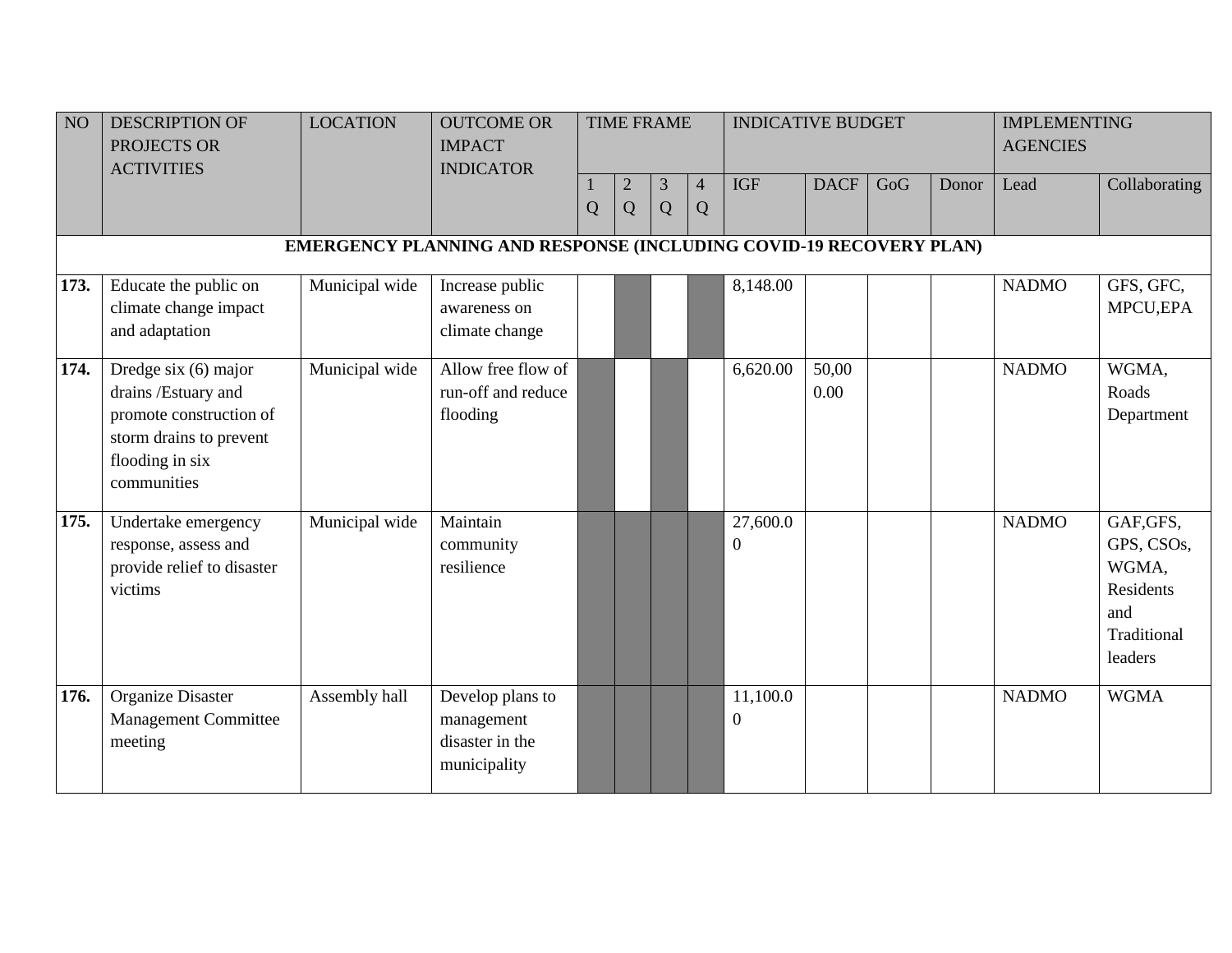| NO | DESCRIPTION OF PROJECTS OR ACTIVITIES | LOCATION | OUTCOME OR IMPACT INDICATOR | TIME FRAME | | | | INDICATIVE BUDGET | | | | IMPLEMENTING AGENCIES | |
|---|---|---|---|---|---|---|---|---|---|---|---|---|---|
| | | | | 1 Q | 2 Q | 3 Q | 4 Q | IGF | DACF | GoG | Donor | Lead | Collaborating |
| **EMERGENCY PLANNING AND RESPONSE (INCLUDING COVID-19 RECOVERY PLAN)** | | | | | | | | | | | | | |
| **173.** | Educate the public on climate change impact and adaptation | Municipal wide | Increase public awareness on climate change | | | | | 8,148.00 | | | | NADMO | GFS, GFC, MPCU,EPA |
| **174.** | Dredge six (6) major drains /Estuary and promote construction of storm drains to prevent flooding in six communities | Municipal wide | Allow free flow of run-off and reduce flooding | | | | | 6,620.00 | 50,000.00 | | | NADMO | WGMA, Roads Department |
| **175.** | Undertake emergency response, assess and provide relief to disaster victims | Municipal wide | Maintain community resilience | | | | | 27,600.00 | | | | NADMO | GAF,GFS, GPS, CSOs, WGMA, Residents and Traditional leaders |
| **176.** | Organize Disaster Management Committee meeting | Assembly hall | Develop plans to management disaster in the municipality | | | | | 11,100.00 | | | | NADMO | WGMA |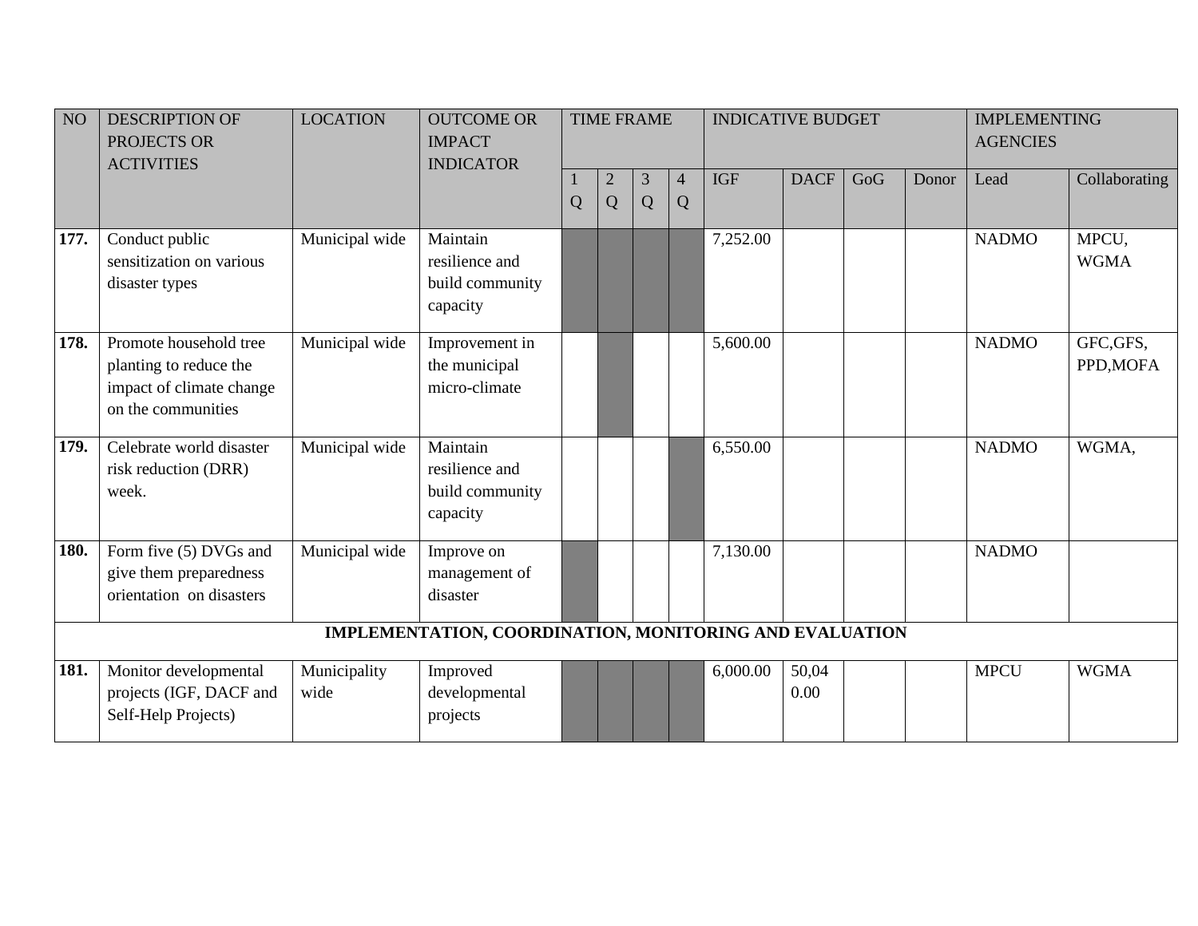| NO | DESCRIPTION OF PROJECTS OR ACTIVITIES | LOCATION | OUTCOME OR IMPACT INDICATOR | TIME FRAME | | | | INDICATIVE BUDGET | | | | IMPLEMENTING AGENCIES | |
|---|---|---|---|---|---|---|---|---|---|---|---|---|---|
| | | | | 1 Q | 2 Q | 3 Q | 4 Q | IGF | DACF | GoG | Donor | Lead | Collaborating |
| **177.** | Conduct public sensitization on various disaster types | Municipal wide | Maintain resilience and build community capacity | | | | | 7,252.00 | | | | NADMO | MPCU, WGMA |
| **178.** | Promote household tree planting to reduce the impact of climate change on the communities | Municipal wide | Improvement in the municipal micro-climate | | | | | 5,600.00 | | | | NADMO | GFC,GFS, PPD,MOFA |
| **179.** | Celebrate world disaster risk reduction (DRR) week. | Municipal wide | Maintain resilience and build community capacity | | | | | 6,550.00 | | | | NADMO | WGMA, |
| **180.** | Form five (5) DVGs and give them preparedness orientation on disasters | Municipal wide | Improve on management of disaster | | | | | 7,130.00 | | | | NADMO | |
| | **IMPLEMENTATION, COORDINATION, MONITORING AND EVALUATION** | | | | | | | | | | | | |
| **181.** | Monitor developmental projects (IGF, DACF and Self-Help Projects) | Municipality wide | Improved developmental projects | | | | | 6,000.00 | 50,040.00 | | | MPCU | WGMA |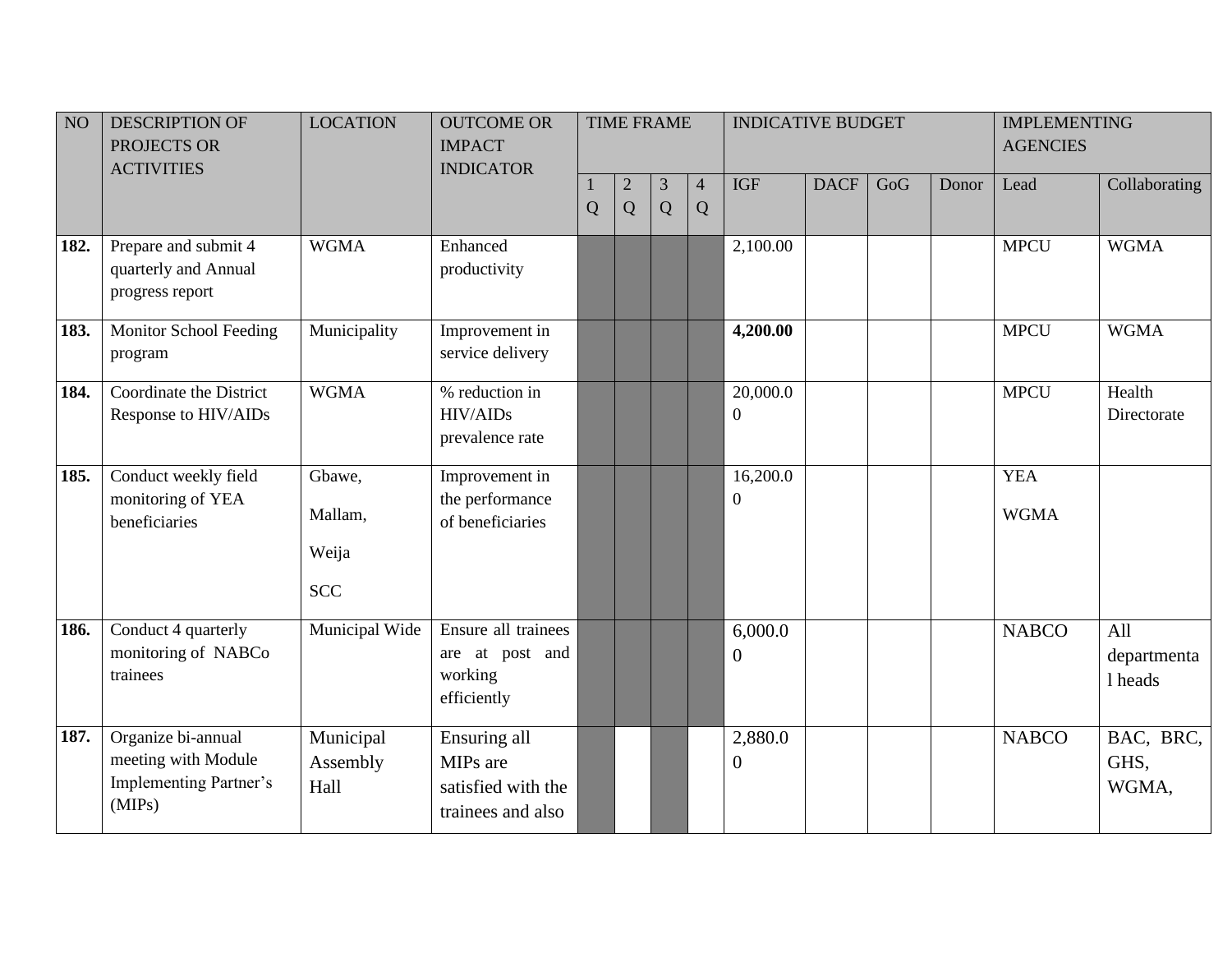| NO | DESCRIPTION OF PROJECTS OR ACTIVITIES | LOCATION | OUTCOME OR IMPACT INDICATOR | TIME FRAME | | | | INDICATIVE BUDGET | | | | IMPLEMENTING AGENCIES | |
|---|---|---|---|---|---|---|---|---|---|---|---|---|---|
| | | | | 1 Q | 2 Q | 3 Q | 4 Q | IGF | DACF | GoG | Donor | Lead | Collaborating |
| **182.** | Prepare and submit 4 quarterly and Annual progress report | WGMA | Enhanced productivity | | | | | 2,100.00 | | | | MPCU | WGMA |
| **183.** | Monitor School Feeding program | Municipality | Improvement in service delivery | | | | | **4,200.00** | | | | MPCU | WGMA |
| **184.** | Coordinate the District Response to HIV/AIDs | WGMA | % reduction in HIV/AIDs prevalence rate | | | | | 20,000.00 | | | | MPCU | Health Directorate |
| **185.** | Conduct weekly field monitoring of YEA beneficiaries | Gbawe, Mallam, Weija SCC | Improvement in the performance of beneficiaries | | | | | 16,200.00 | | | | YEA WGMA | |
| **186.** | Conduct 4 quarterly monitoring of NABCo trainees | Municipal Wide | Ensure all trainees are at post and working efficiently | | | | | 6,000.00 | | | | NABCO | All departmental heads |
| **187.** | Organize bi-annual meeting with Module Implementing Partner's (MIPs) | Municipal Assembly Hall | Ensuring all MIPs are satisfied with the trainees and also | | | | | 2,880.00 | | | | NABCO | BAC, BRC, GHS, WGMA, |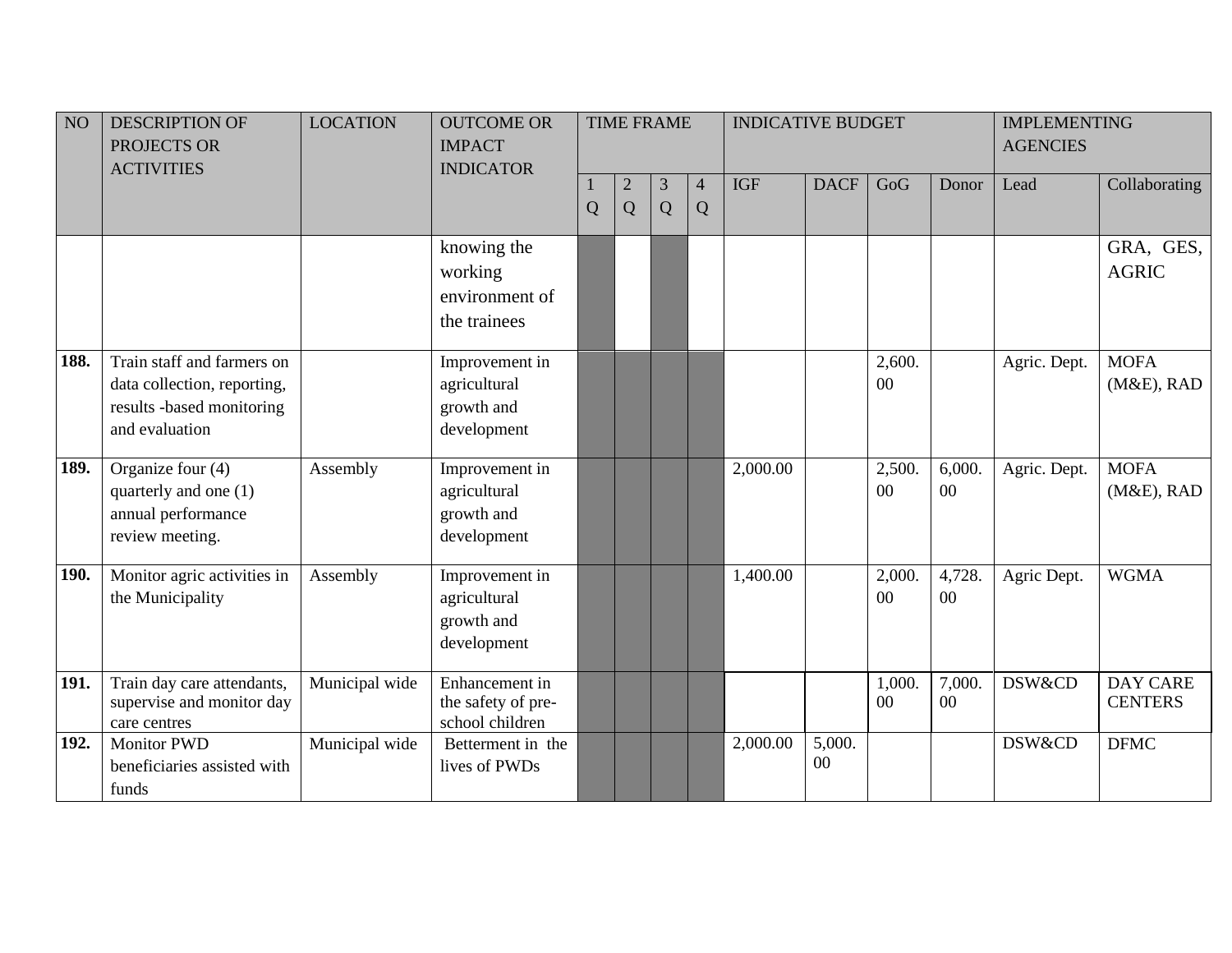| NO | DESCRIPTION OF PROJECTS OR ACTIVITIES | LOCATION | OUTCOME OR IMPACT INDICATOR | TIME FRAME | | | | INDICATIVE BUDGET | | | | IMPLEMENTING AGENCIES | |
|---|---|---|---|---|---|---|---|---|---|---|---|---|---|
| | | | | 1 Q | 2 Q | 3 Q | 4 Q | IGF | DACF | GoG | Donor | Lead | Collaborating |
| | | | knowing the working environment of the trainees | | | | | | | | | | GRA, GES, AGRIC |
| **188.** | Train staff and farmers on data collection, reporting, results -based monitoring and evaluation | | Improvement in agricultural growth and development | | | | | | | 2,600.00 | | Agric. Dept. | MOFA (M&E), RAD |
| **189.** | Organize four (4) quarterly and one (1) annual performance review meeting. | Assembly | Improvement in agricultural growth and development | | | | | 2,000.00 | | 2,500.00 | 6,000.00 | Agric. Dept. | MOFA (M&E), RAD |
| **190.** | Monitor agric activities in the Municipality | Assembly | Improvement in agricultural growth and development | | | | | 1,400.00 | | 2,000.00 | 4,728.00 | Agric Dept. | WGMA |
| **191.** | Train day care attendants, supervise and monitor day care centres | Municipal wide | Enhancement in the safety of pre-school children | | | | | | | 1,000.00 | 7,000.00 | DSW&CD | DAY CARE CENTERS |
| **192.** | Monitor PWD beneficiaries assisted with funds | Municipal wide | Betterment in the lives of PWDs | | | | | 2,000.00 | 5,000.00 | | | DSW&CD | DFMC |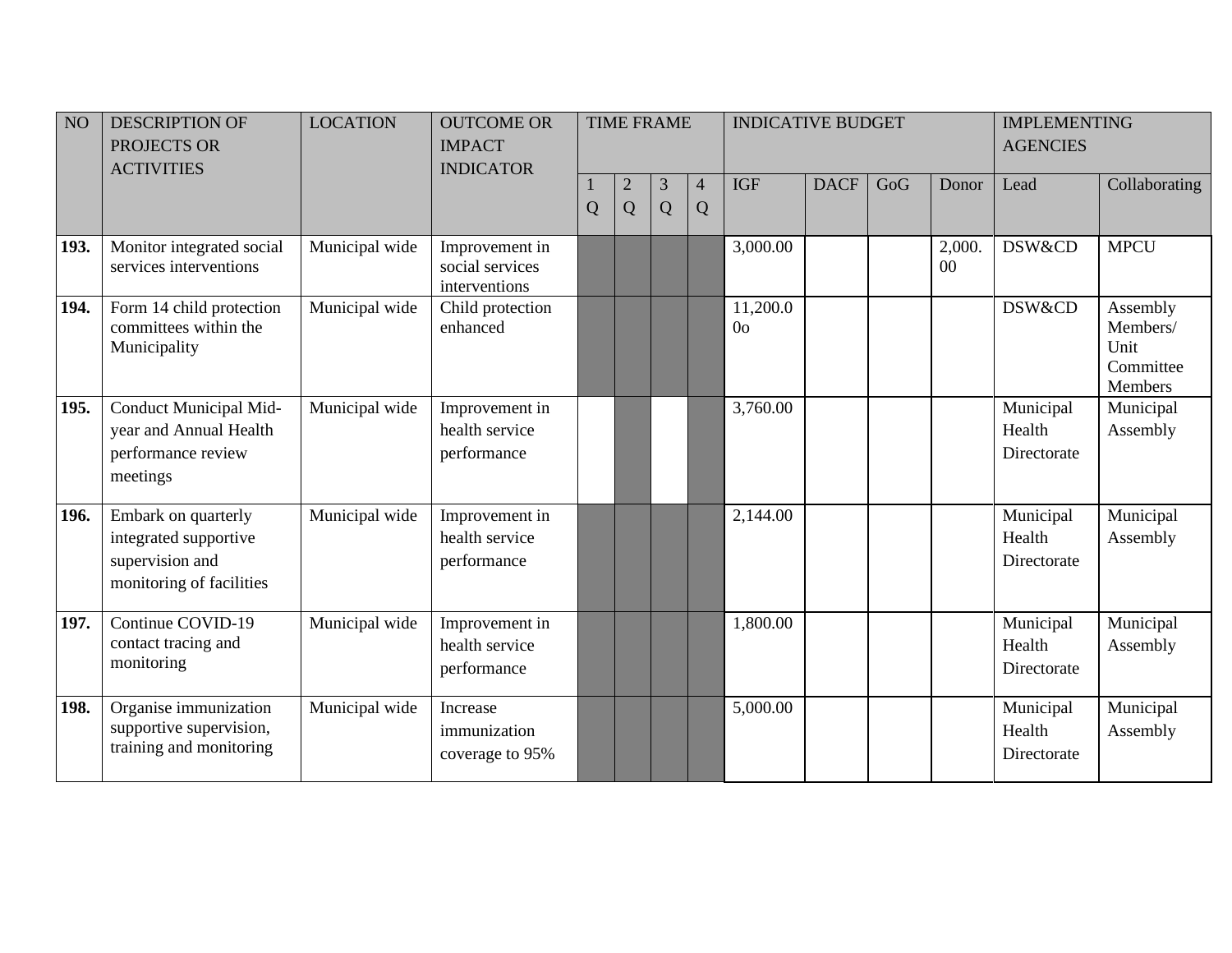| NO | DESCRIPTION OF PROJECTS OR ACTIVITIES | LOCATION | OUTCOME OR IMPACT INDICATOR | TIME FRAME | | | | INDICATIVE BUDGET | | | | IMPLEMENTING AGENCIES | |
|---|---|---|---|---|---|---|---|---|---|---|---|---|---|
| | | | | 1 Q | 2 Q | 3 Q | 4 Q | IGF | DACF | GoG | Donor | Lead | Collaborating |
| **193.** | Monitor integrated social services interventions | Municipal wide | Improvement in social services interventions | | | | | 3,000.00 | | | 2,000.00 | DSW&CD | MPCU |
| **194.** | Form 14 child protection committees within the Municipality | Municipal wide | Child protection enhanced | | | | | 11,200.0 0o | | | | DSW&CD | Assembly Members/ Unit Committee Members |
| **195.** | Conduct Municipal Mid-year and Annual Health performance review meetings | Municipal wide | Improvement in health service performance | | | | | 3,760.00 | | | | Municipal Health Directorate | Municipal Assembly |
| **196.** | Embark on quarterly integrated supportive supervision and monitoring of facilities | Municipal wide | Improvement in health service performance | | | | | 2,144.00 | | | | Municipal Health Directorate | Municipal Assembly |
| **197.** | Continue COVID-19 contact tracing and monitoring | Municipal wide | Improvement in health service performance | | | | | 1,800.00 | | | | Municipal Health Directorate | Municipal Assembly |
| **198.** | Organise immunization supportive supervision, training and monitoring | Municipal wide | Increase immunization coverage to 95% | | | | | 5,000.00 | | | | Municipal Health Directorate | Municipal Assembly |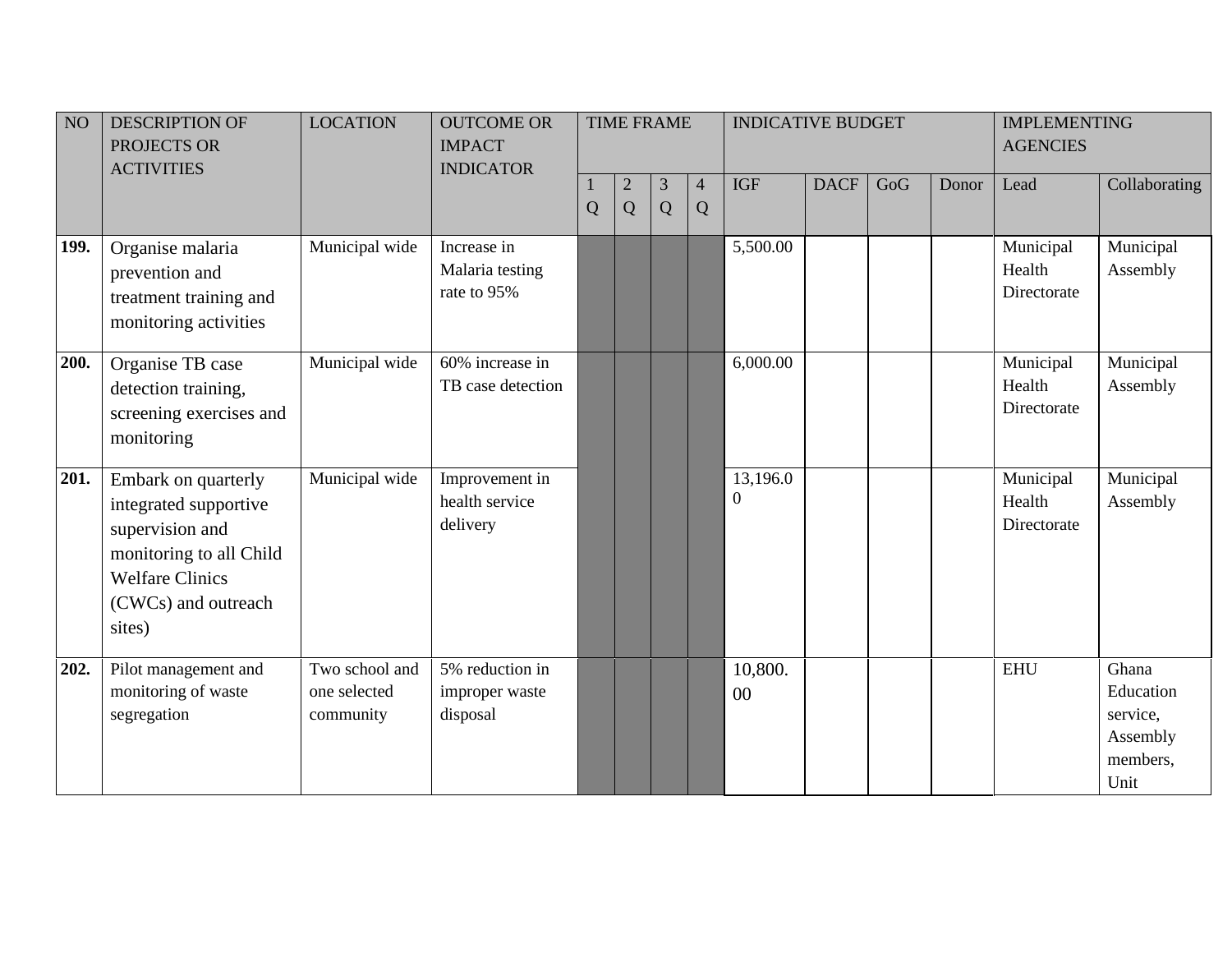| NO | DESCRIPTION OF PROJECTS OR ACTIVITIES | LOCATION | OUTCOME OR IMPACT INDICATOR | TIME FRAME | | | | INDICATIVE BUDGET | | | | IMPLEMENTING AGENCIES | |
|---|---|---|---|---|---|---|---|---|---|---|---|---|---|
| | | | | 1 Q | 2 Q | 3 Q | 4 Q | IGF | DACF | GoG | Donor | Lead | Collaborating |
| **199.** | Organise malaria prevention and treatment training and monitoring activities | Municipal wide | Increase in Malaria testing rate to 95% | | | | | 5,500.00 | | | | Municipal Health Directorate | Municipal Assembly |
| **200.** | Organise TB case detection training, screening exercises and monitoring | Municipal wide | 60% increase in TB case detection | | | | | 6,000.00 | | | | Municipal Health Directorate | Municipal Assembly |
| **201.** | Embark on quarterly integrated supportive supervision and monitoring to all Child Welfare Clinics (CWCs) and outreach sites) | Municipal wide | Improvement in health service delivery | | | | | 13,196.00 | | | | Municipal Health Directorate | Municipal Assembly |
| **202.** | Pilot management and monitoring of waste segregation | Two school and one selected community | 5% reduction in improper waste disposal | | | | | 10,800.00 | | | | EHU | Ghana Education service, Assembly members, Unit |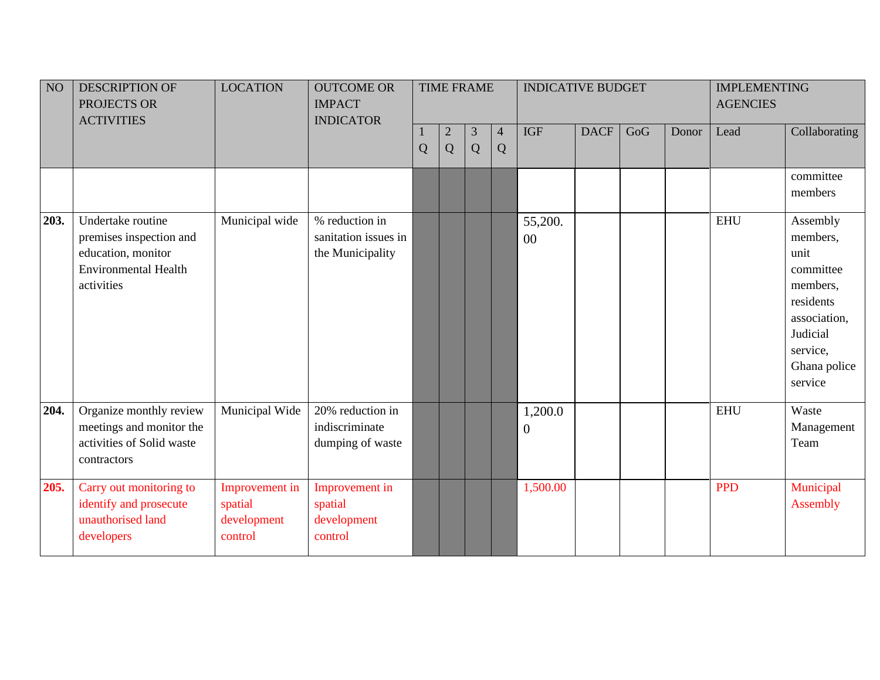| NO | DESCRIPTION OF PROJECTS OR ACTIVITIES | LOCATION | OUTCOME OR IMPACT INDICATOR | TIME FRAME | | | | INDICATIVE BUDGET | | | | IMPLEMENTING AGENCIES | |
|---|---|---|---|---|---|---|---|---|---|---|---|---|---|
| | | | | 1 Q | 2 Q | 3 Q | 4 Q | IGF | DACF | GoG | Donor | Lead | Collaborating |
| | | | | | | | | | | | | | committee members |
| **203.** | Undertake routine premises inspection and education, monitor Environmental Health activities | Municipal wide | % reduction in sanitation issues in the Municipality | | | | | 55,200.00 | | | | EHU | Assembly members, unit committee members, residents association, Judicial service, Ghana police service |
| **204.** | Organize monthly review meetings and monitor the activities of Solid waste contractors | Municipal Wide | 20% reduction in indiscriminate dumping of waste | | | | | 1,200.00 | | | | EHU | Waste Management Team |
| **205.** | Carry out monitoring to identify and prosecute unauthorised land developers | Improvement in spatial development control | Improvement in spatial development control | | | | | 1,500.00 | | | | PPD | Municipal Assembly |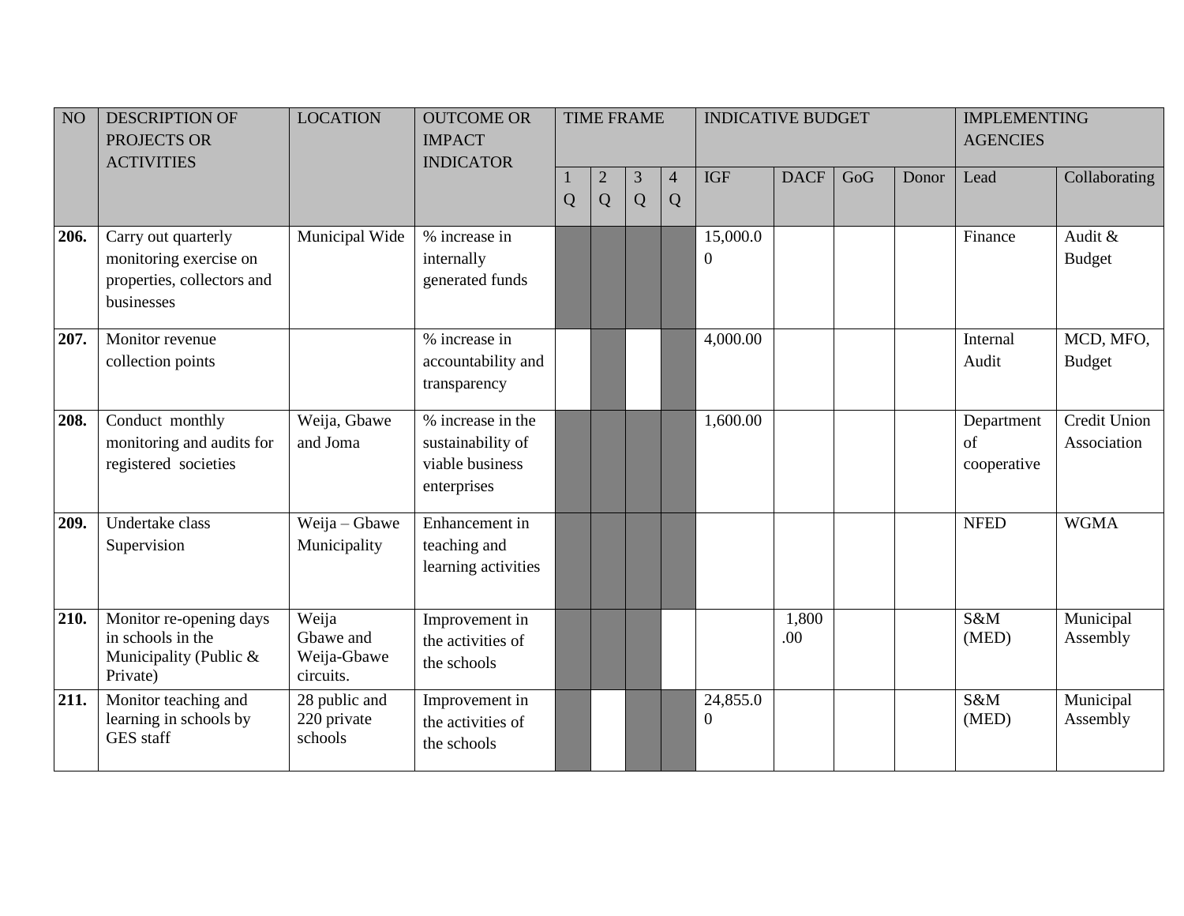| NO | DESCRIPTION OF PROJECTS OR ACTIVITIES | LOCATION | OUTCOME OR IMPACT INDICATOR | TIME FRAME | | | | INDICATIVE BUDGET | | | | IMPLEMENTING AGENCIES | |
|---|---|---|---|---|---|---|---|---|---|---|---|---|---|
| | | | | 1 Q | 2 Q | 3 Q | 4 Q | IGF | DACF | GoG | Donor | Lead | Collaborating |
| **206.** | Carry out quarterly monitoring exercise on properties, collectors and businesses | Municipal Wide | % increase in internally generated funds | | | | | 15,000.00 | | | | Finance | Audit & Budget |
| **207.** | Monitor revenue collection points | | % increase in accountability and transparency | | | | | 4,000.00 | | | | Internal Audit | MCD, MFO, Budget |
| **208.** | Conduct monthly monitoring and audits for registered societies | Weija, Gbawe and Joma | % increase in the sustainability of viable business enterprises | | | | | 1,600.00 | | | | Department of cooperative | Credit Union Association |
| **209.** | Undertake class Supervision | Weija – Gbawe Municipality | Enhancement in teaching and learning activities | | | | | | | | | NFED | WGMA |
| **210.** | Monitor re-opening days in schools in the Municipality (Public & Private) | Weija Gbawe and Weija-Gbawe circuits. | Improvement in the activities of the schools | | | | | | 1,800.00 | | | S&M (MED) | Municipal Assembly |
| **211.** | Monitor teaching and learning in schools by GES staff | 28 public and 220 private schools | Improvement in the activities of the schools | | | | | 24,855.00 | | | | S&M (MED) | Municipal Assembly |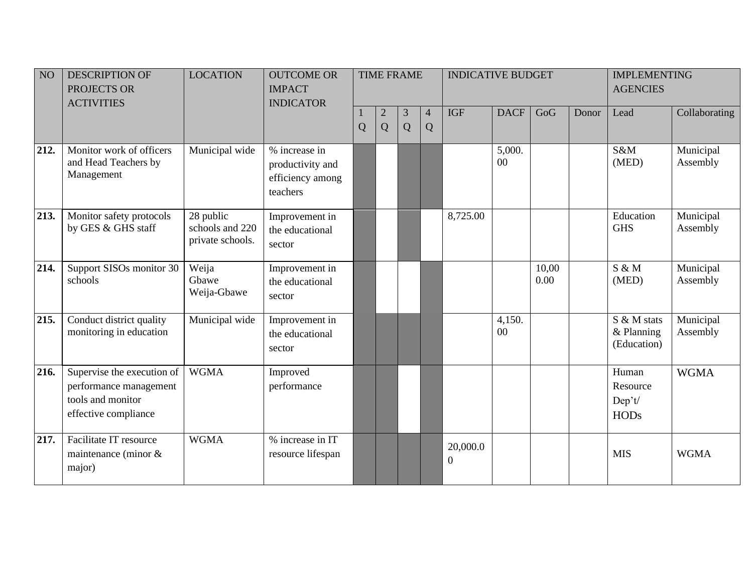| NO | DESCRIPTION OF PROJECTS OR ACTIVITIES | LOCATION | OUTCOME OR IMPACT INDICATOR | TIME FRAME | | | | INDICATIVE BUDGET | | | | IMPLEMENTING AGENCIES | |
|---|---|---|---|---|---|---|---|---|---|---|---|---|---|
| | | | | 1 Q | 2 Q | 3 Q | 4 Q | IGF | DACF | GoG | Donor | Lead | Collaborating |
| **212.** | Monitor work of officers and Head Teachers by Management | Municipal wide | % increase in productivity and efficiency among teachers | X | | X | X | | 5,000.00 | | | S&M (MED) | Municipal Assembly |
| **213.** | Monitor safety protocols by GES & GHS staff | 28 public schools and 220 private schools. | Improvement in the educational sector | X | | X | | 8,725.00 | | | | Education GHS | Municipal Assembly |
| **214.** | Support SISOs monitor 30 schools | Weija Gbawe Weija-Gbawe | Improvement in the educational sector | X | | | X | | | 10,000.00 | | S & M (MED) | Municipal Assembly |
| **215.** | Conduct district quality monitoring in education | Municipal wide | Improvement in the educational sector | X | X | X | X | | 4,150.00 | | | S & M stats & Planning (Education) | Municipal Assembly |
| **216.** | Supervise the execution of performance management tools and monitor effective compliance | WGMA | Improved performance | X | X | | X | | | | | Human Resource Dep't/ HODs | WGMA |
| **217.** | Facilitate IT resource maintenance (minor & major) | WGMA | % increase in IT resource lifespan | X | X | X | X | 20,000.00 | | | | MIS | WGMA |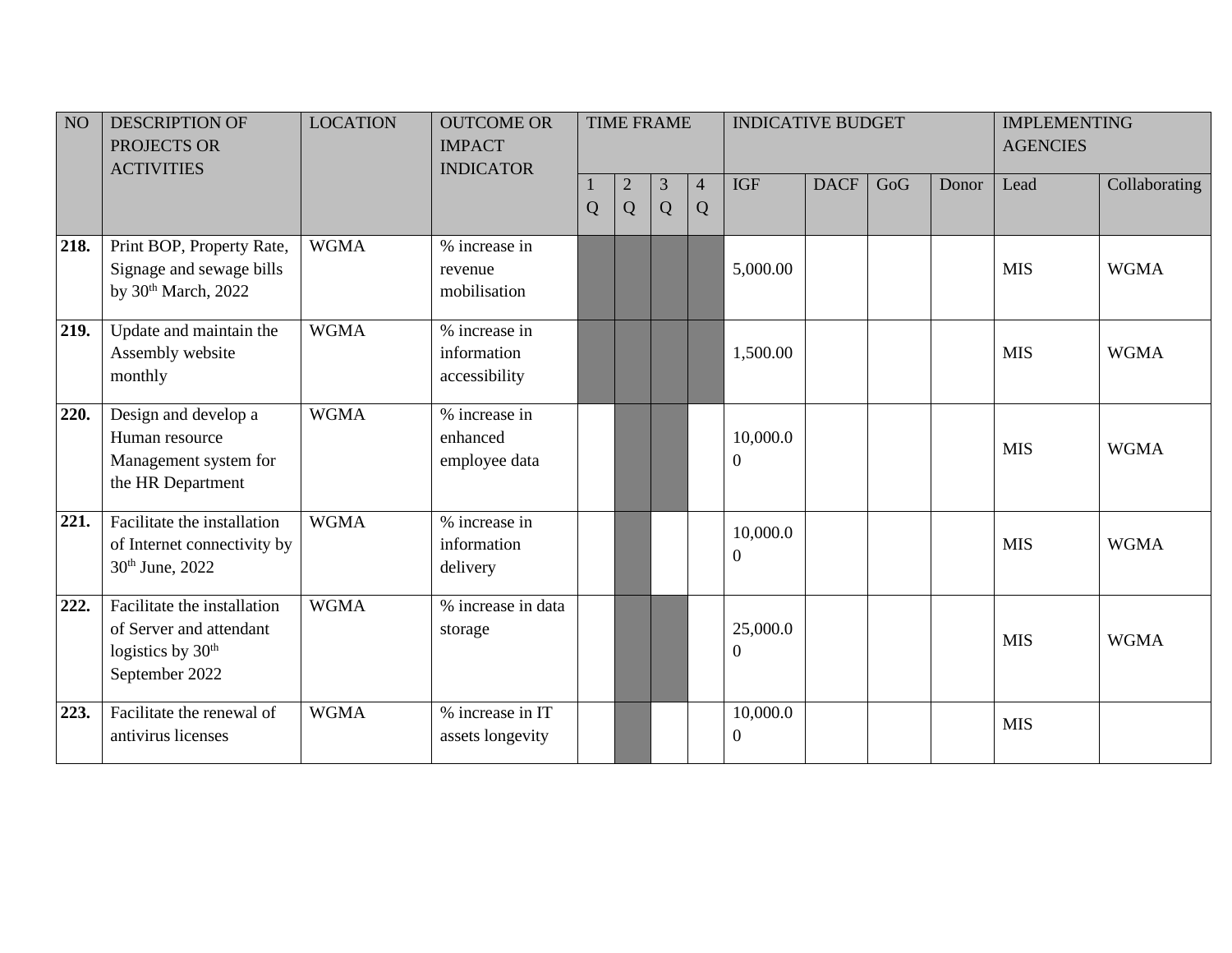| NO | DESCRIPTION OF PROJECTS OR ACTIVITIES | LOCATION | OUTCOME OR IMPACT INDICATOR | TIME FRAME | | | | INDICATIVE BUDGET | | | | IMPLEMENTING AGENCIES | |
|---|---|---|---|---|---|---|---|---|---|---|---|---|---|
| | | | | 1 Q | 2 Q | 3 Q | 4 Q | IGF | DACF | GoG | Donor | Lead | Collaborating |
| **218.** | Print BOP, Property Rate, Signage and sewage bills by 30th March, 2022 | WGMA | % increase in revenue mobilisation | | | | | 5,000.00 | | | | MIS | WGMA |
| **219.** | Update and maintain the Assembly website monthly | WGMA | % increase in information accessibility | | | | | 1,500.00 | | | | MIS | WGMA |
| **220.** | Design and develop a Human resource Management system for the HR Department | WGMA | % increase in enhanced employee data | | | | | 10,000.00 | | | | MIS | WGMA |
| **221.** | Facilitate the installation of Internet connectivity by 30th June, 2022 | WGMA | % increase in information delivery | | | | | 10,000.00 | | | | MIS | WGMA |
| **222.** | Facilitate the installation of Server and attendant logistics by 30th September 2022 | WGMA | % increase in data storage | | | | | 25,000.00 | | | | MIS | WGMA |
| **223.** | Facilitate the renewal of antivirus licenses | WGMA | % increase in IT assets longevity | | | | | 10,000.00 | | | | MIS | |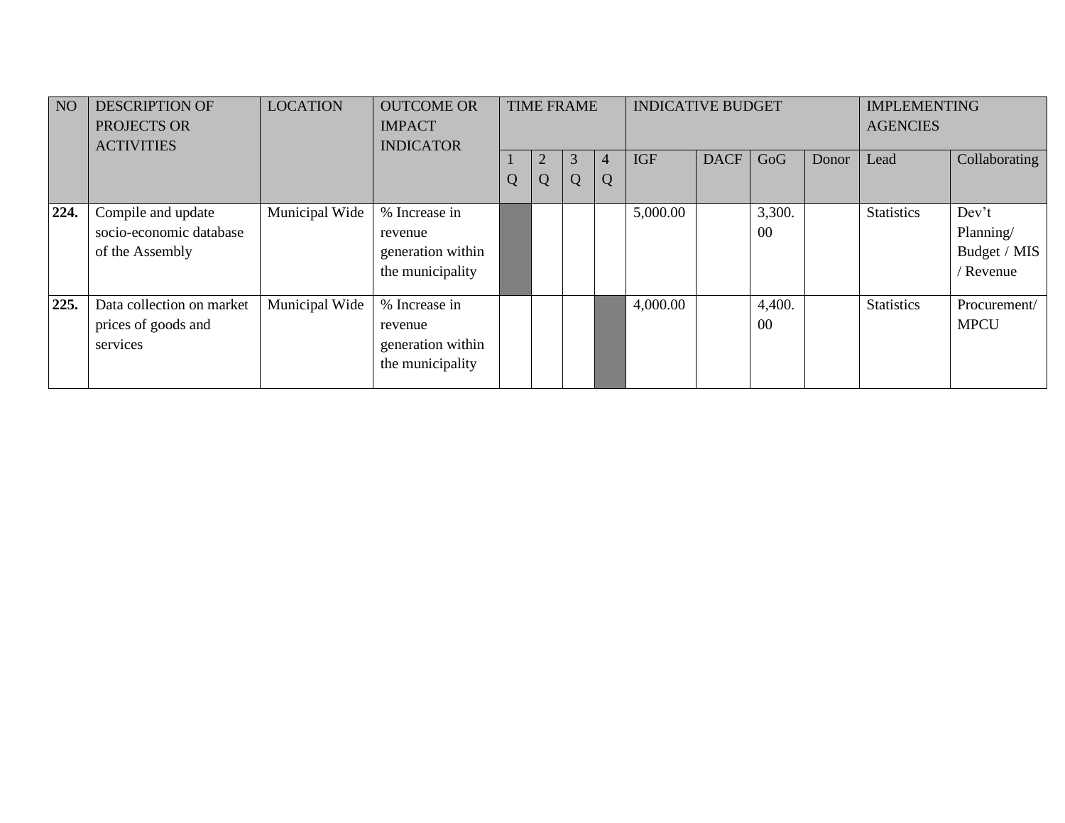| NO | DESCRIPTION OF PROJECTS OR ACTIVITIES | LOCATION | OUTCOME OR IMPACT INDICATOR | TIME FRAME | | | | INDICATIVE BUDGET | | | | IMPLEMENTING AGENCIES | |
|---|---|---|---|---|---|---|---|---|---|---|---|---|---|
| | | | | 1 Q | 2 Q | 3 Q | 4 Q | IGF | DACF | GoG | Donor | Lead | Collaborating |
| **224.** | Compile and update socio-economic database of the Assembly | Municipal Wide | % Increase in revenue generation within the municipality | | | | | 5,000.00 | | 3,300.00 | | Statistics | Dev't Planning/ Budget / MIS / Revenue |
| **225.** | Data collection on market prices of goods and services | Municipal Wide | % Increase in revenue generation within the municipality | | | | | 4,000.00 | | 4,400.00 | | Statistics | Procurement/ MPCU |